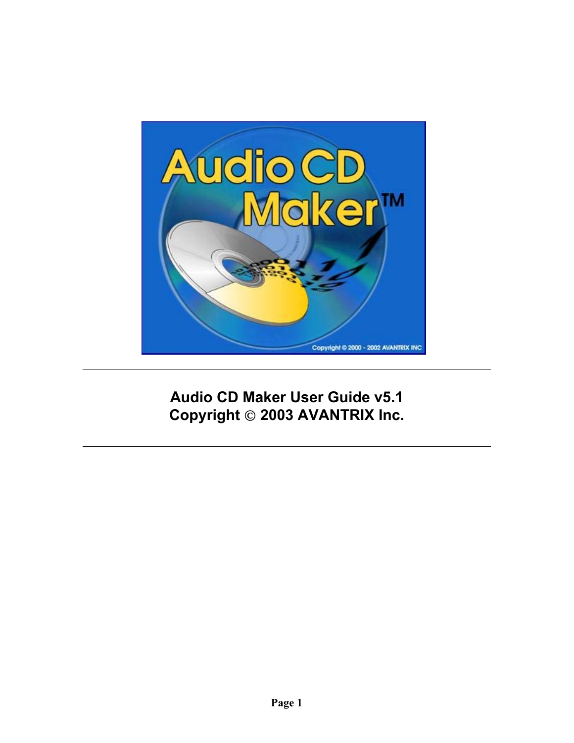# Audio CD Maker User Guide v5.1
## Copyright © 2003 AVANTRIX Inc.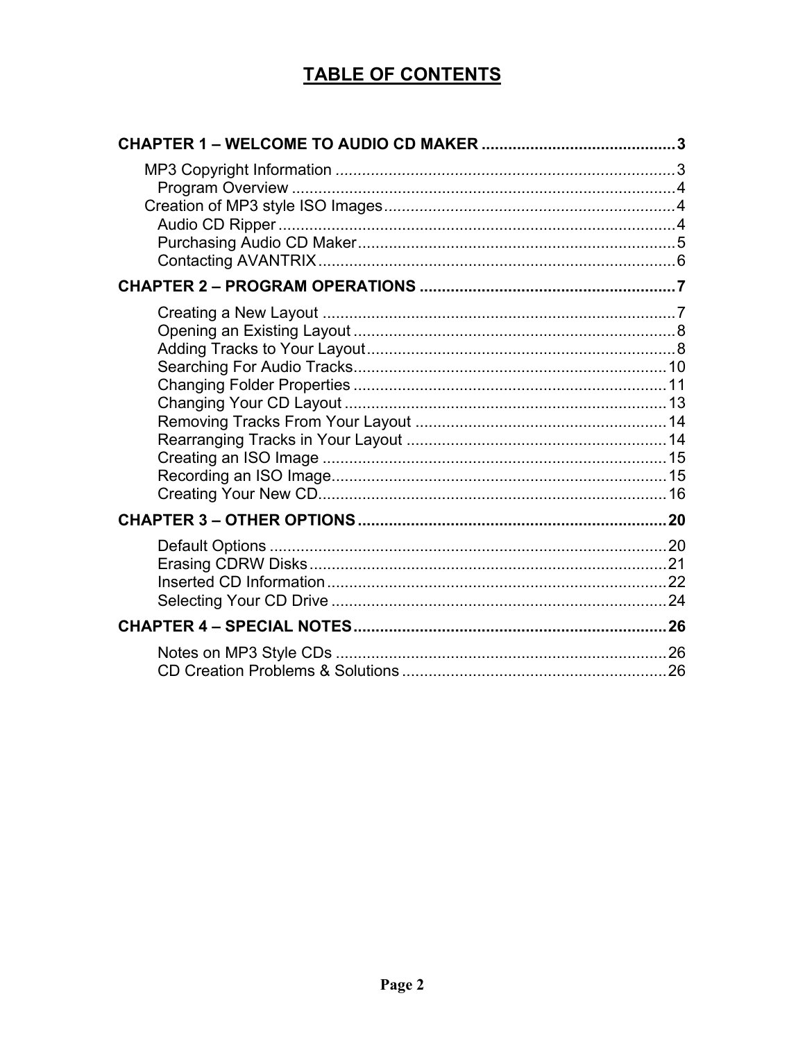# TABLE OF CONTENTS

**CHAPTER 1 – WELCOME TO AUDIO CD MAKER** ........................................... **3**

- MP3 Copyright Information ............................................................................ 3
  - Program Overview ...................................................................................... 4
- Creation of MP3 style ISO Images................................................................. 4
  - Audio CD Ripper ......................................................................................... 4
  - Purchasing Audio CD Maker....................................................................... 5
  - Contacting AVANTRIX ................................................................................ 6

**CHAPTER 2 – PROGRAM OPERATIONS** .......................................................... **7**

- Creating a New Layout ............................................................................... 7
- Opening an Existing Layout ........................................................................ 8
- Adding Tracks to Your Layout..................................................................... 8
- Searching For Audio Tracks...................................................................... 10
- Changing Folder Properties ....................................................................... 11
- Changing Your CD Layout ......................................................................... 13
- Removing Tracks From Your Layout ......................................................... 14
- Rearranging Tracks in Your Layout ........................................................... 14
- Creating an ISO Image .............................................................................. 15
- Recording an ISO Image............................................................................ 15
- Creating Your New CD............................................................................... 16

**CHAPTER 3 – OTHER OPTIONS** ...................................................................... **20**

- Default Options .......................................................................................... 20
- Erasing CDRW Disks ................................................................................. 21
- Inserted CD Information ............................................................................. 22
- Selecting Your CD Drive ............................................................................ 24

**CHAPTER 4 – SPECIAL NOTES** ........................................................................ **26**

- Notes on MP3 Style CDs ........................................................................... 26
- CD Creation Problems & Solutions ............................................................ 26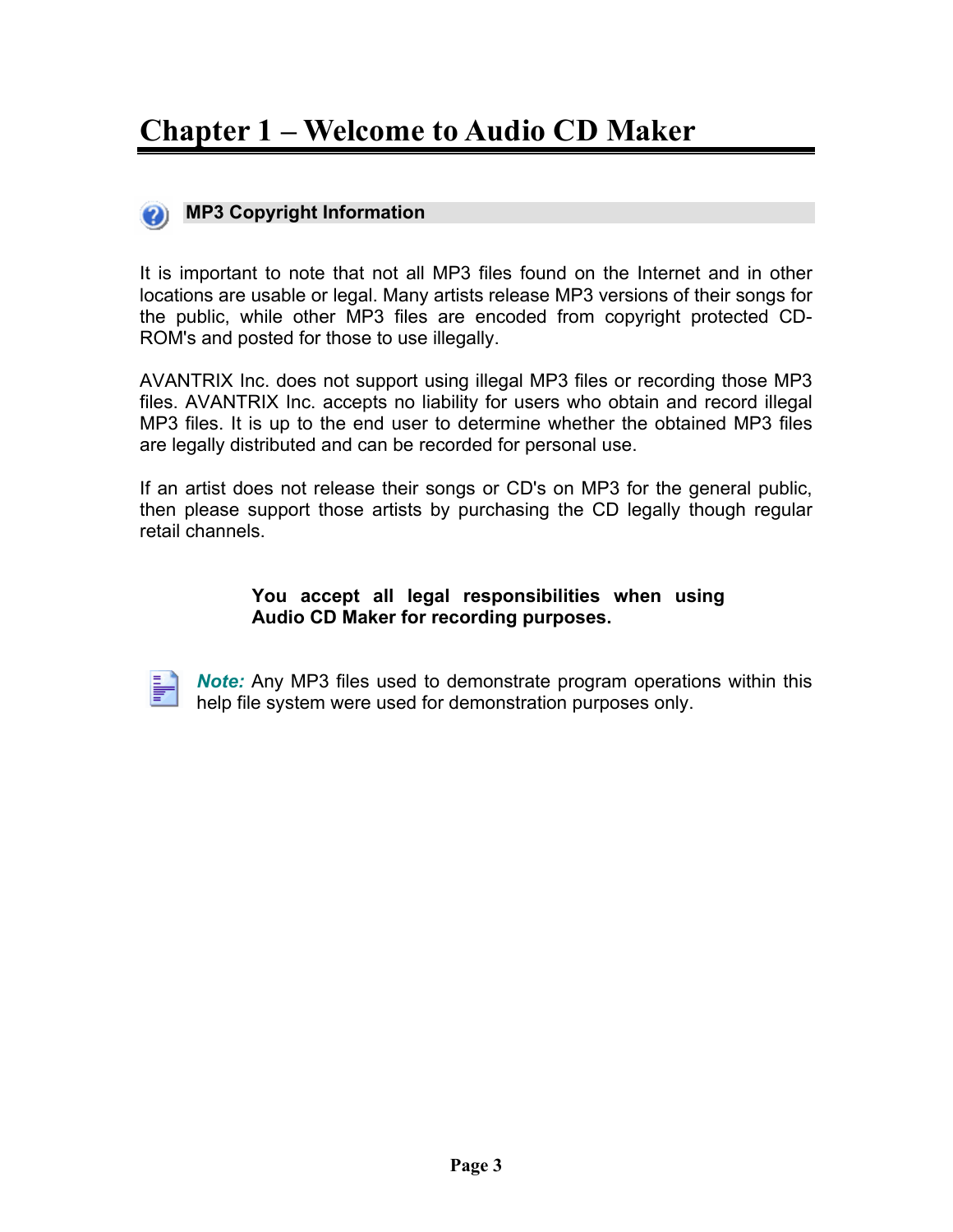# Chapter 1 – Welcome to Audio CD Maker

## MP3 Copyright Information

It is important to note that not all MP3 files found on the Internet and in other locations are usable or legal. Many artists release MP3 versions of their songs for the public, while other MP3 files are encoded from copyright protected CD-ROM's and posted for those to use illegally.

AVANTRIX Inc. does not support using illegal MP3 files or recording those MP3 files. AVANTRIX Inc. accepts no liability for users who obtain and record illegal MP3 files. It is up to the end user to determine whether the obtained MP3 files are legally distributed and can be recorded for personal use.

If an artist does not release their songs or CD's on MP3 for the general public, then please support those artists by purchasing the CD legally though regular retail channels.

**You accept all legal responsibilities when using Audio CD Maker for recording purposes.**

***Note:*** Any MP3 files used to demonstrate program operations within this help file system were used for demonstration purposes only.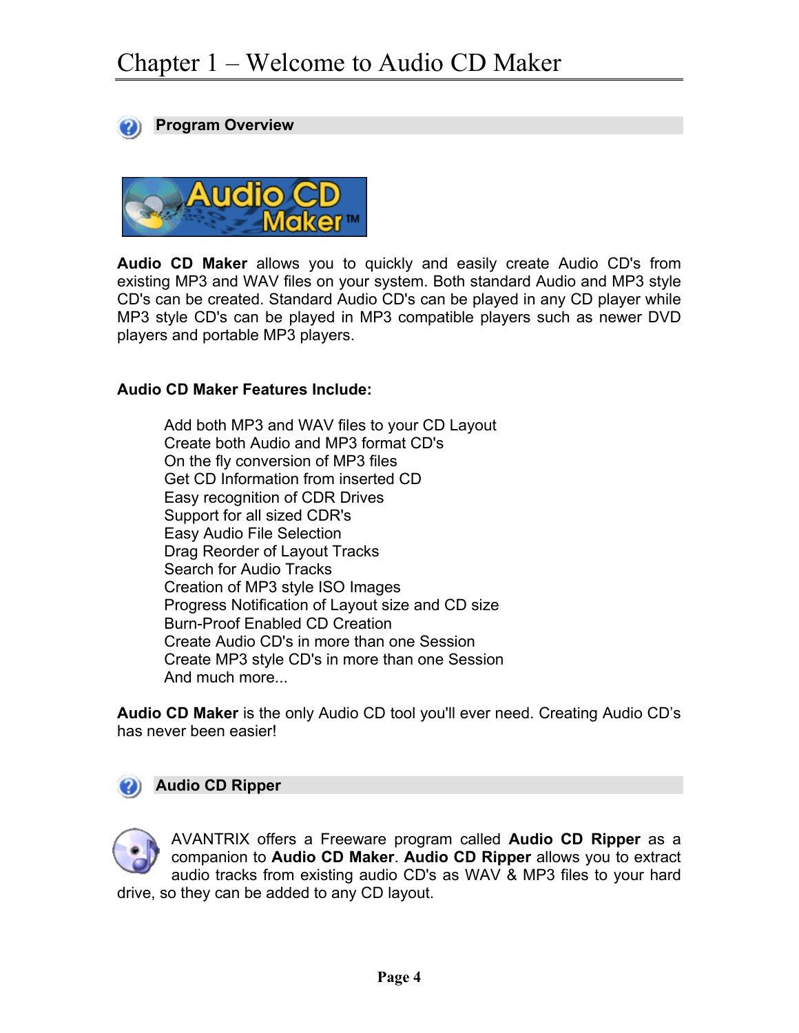# Chapter 1 – Welcome to Audio CD Maker

## Program Overview

**Audio CD Maker** allows you to quickly and easily create Audio CD's from existing MP3 and WAV files on your system. Both standard Audio and MP3 style CD's can be created. Standard Audio CD's can be played in any CD player while MP3 style CD's can be played in MP3 compatible players such as newer DVD players and portable MP3 players.

**Audio CD Maker Features Include:**

- Add both MP3 and WAV files to your CD Layout
- Create both Audio and MP3 format CD's
- On the fly conversion of MP3 files
- Get CD Information from inserted CD
- Easy recognition of CDR Drives
- Support for all sized CDR's
- Easy Audio File Selection
- Drag Reorder of Layout Tracks
- Search for Audio Tracks
- Creation of MP3 style ISO Images
- Progress Notification of Layout size and CD size
- Burn-Proof Enabled CD Creation
- Create Audio CD's in more than one Session
- Create MP3 style CD's in more than one Session
- And much more...

**Audio CD Maker** is the only Audio CD tool you'll ever need. Creating Audio CD's has never been easier!

## Audio CD Ripper

AVANTRIX offers a Freeware program called **Audio CD Ripper** as a companion to **Audio CD Maker**. **Audio CD Ripper** allows you to extract audio tracks from existing audio CD's as WAV & MP3 files to your hard drive, so they can be added to any CD layout.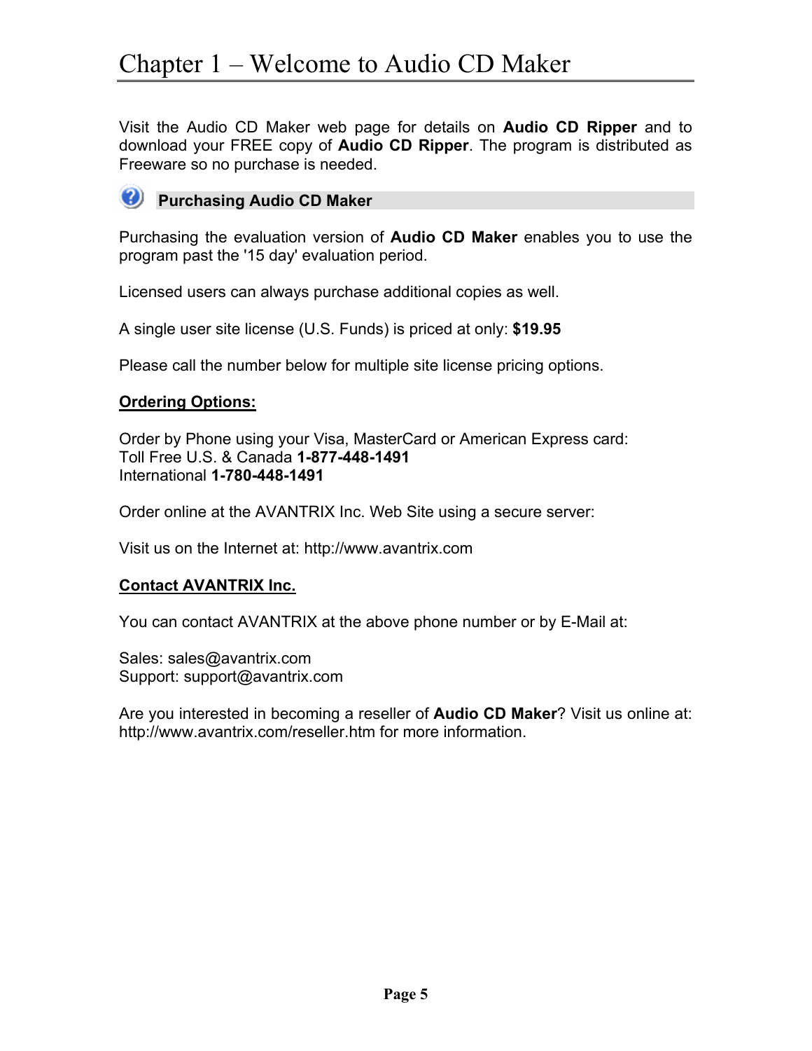# Chapter 1 – Welcome to Audio CD Maker

Visit the Audio CD Maker web page for details on **Audio CD Ripper** and to download your FREE copy of **Audio CD Ripper**. The program is distributed as Freeware so no purchase is needed.

## Purchasing Audio CD Maker

Purchasing the evaluation version of **Audio CD Maker** enables you to use the program past the '15 day' evaluation period.

Licensed users can always purchase additional copies as well.

A single user site license (U.S. Funds) is priced at only: **$19.95**

Please call the number below for multiple site license pricing options.

**Ordering Options:**

Order by Phone using your Visa, MasterCard or American Express card:
Toll Free U.S. & Canada **1-877-448-1491**
International **1-780-448-1491**

Order online at the AVANTRIX Inc. Web Site using a secure server:

Visit us on the Internet at: http://www.avantrix.com

**Contact AVANTRIX Inc.**

You can contact AVANTRIX at the above phone number or by E-Mail at:

Sales: sales@avantrix.com
Support: support@avantrix.com

Are you interested in becoming a reseller of **Audio CD Maker**? Visit us online at: http://www.avantrix.com/reseller.htm for more information.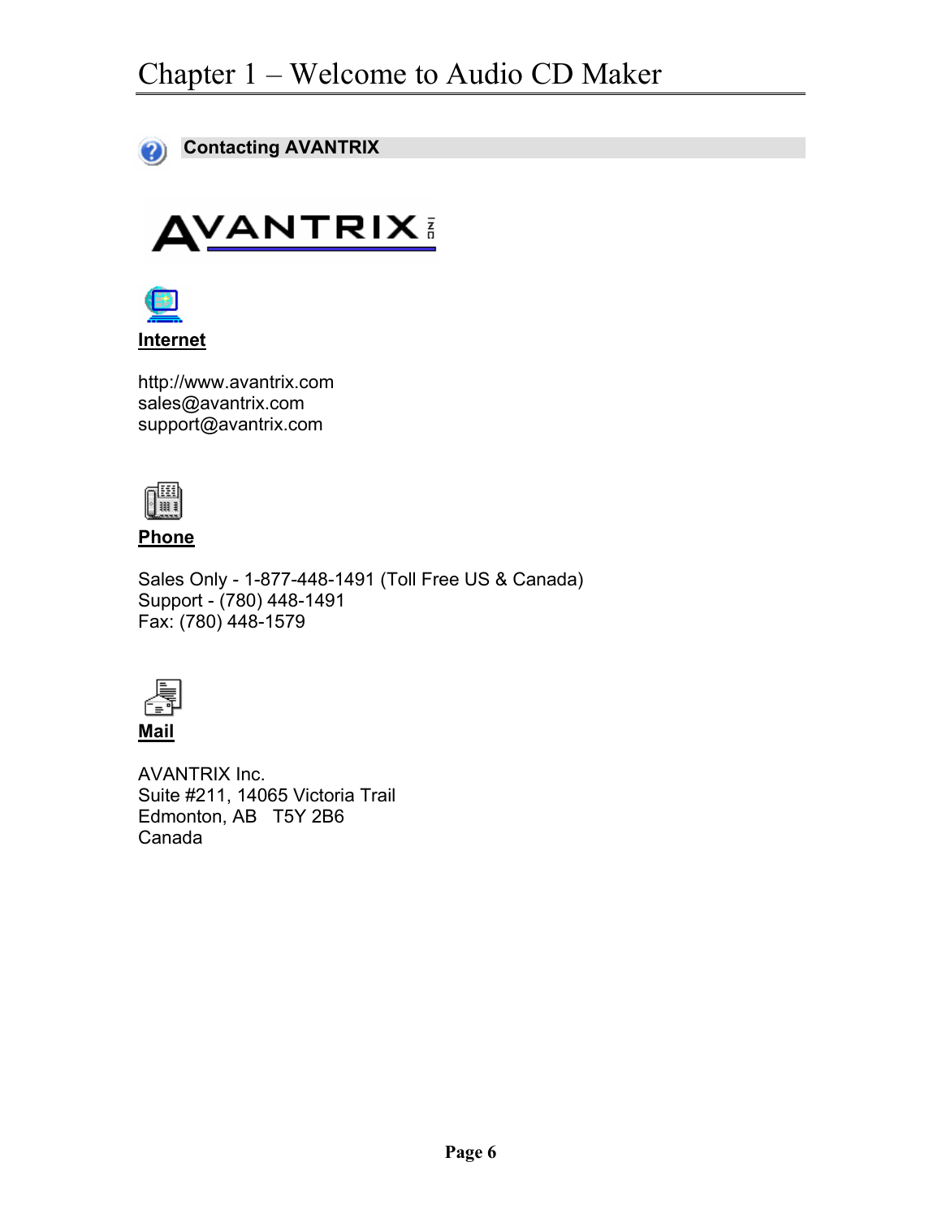## Contacting AVANTRIX

AVANTRIX INC

**Internet**

http://www.avantrix.com
sales@avantrix.com
support@avantrix.com

**Phone**

Sales Only - 1-877-448-1491 (Toll Free US & Canada)
Support - (780) 448-1491
Fax: (780) 448-1579

**Mail**

AVANTRIX Inc.
Suite #211, 14065 Victoria Trail
Edmonton, AB   T5Y 2B6
Canada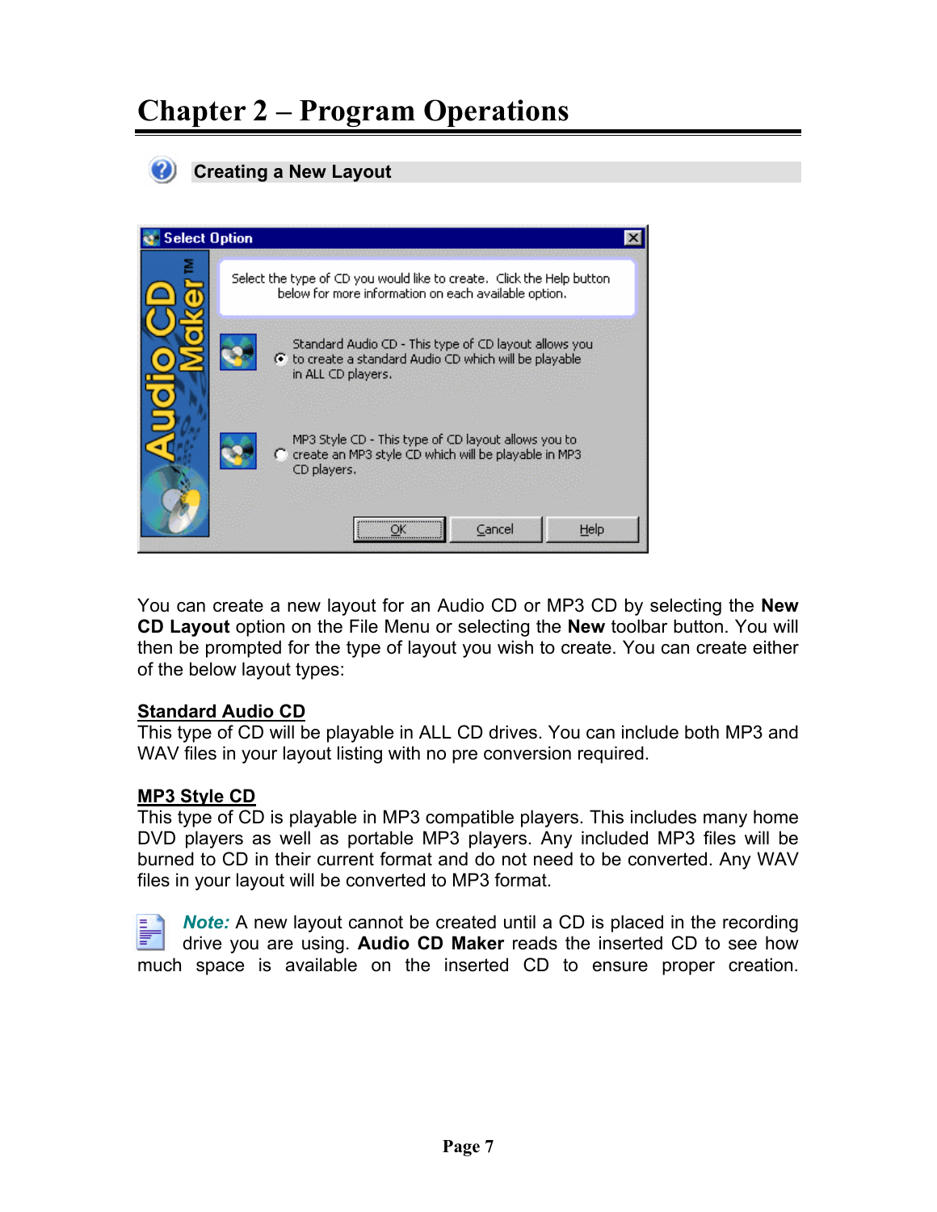# Chapter 2 – Program Operations

## Creating a New Layout

You can create a new layout for an Audio CD or MP3 CD by selecting the **New CD Layout** option on the File Menu or selecting the **New** toolbar button. You will then be prompted for the type of layout you wish to create. You can create either of the below layout types:

**Standard Audio CD**

This type of CD will be playable in ALL CD drives. You can include both MP3 and WAV files in your layout listing with no pre conversion required.

**MP3 Style CD**

This type of CD is playable in MP3 compatible players. This includes many home DVD players as well as portable MP3 players. Any included MP3 files will be burned to CD in their current format and do not need to be converted. Any WAV files in your layout will be converted to MP3 format.

***Note:*** A new layout cannot be created until a CD is placed in the recording drive you are using. **Audio CD Maker** reads the inserted CD to see how much space is available on the inserted CD to ensure proper creation.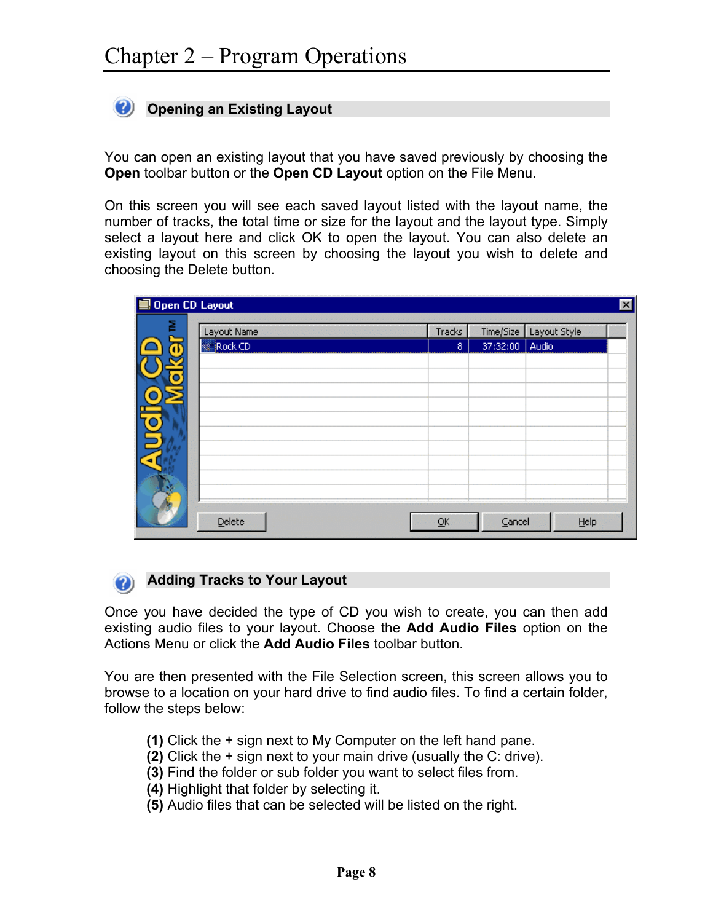# Chapter 2 – Program Operations

## Opening an Existing Layout

You can open an existing layout that you have saved previously by choosing the **Open** toolbar button or the **Open CD Layout** option on the File Menu.

On this screen you will see each saved layout listed with the layout name, the number of tracks, the total time or size for the layout and the layout type. Simply select a layout here and click OK to open the layout. You can also delete an existing layout on this screen by choosing the layout you wish to delete and choosing the Delete button.

## Adding Tracks to Your Layout

Once you have decided the type of CD you wish to create, you can then add existing audio files to your layout. Choose the **Add Audio Files** option on the Actions Menu or click the **Add Audio Files** toolbar button.

You are then presented with the File Selection screen, this screen allows you to browse to a location on your hard drive to find audio files. To find a certain folder, follow the steps below:

**(1)** Click the + sign next to My Computer on the left hand pane.
**(2)** Click the + sign next to your main drive (usually the C: drive).
**(3)** Find the folder or sub folder you want to select files from.
**(4)** Highlight that folder by selecting it.
**(5)** Audio files that can be selected will be listed on the right.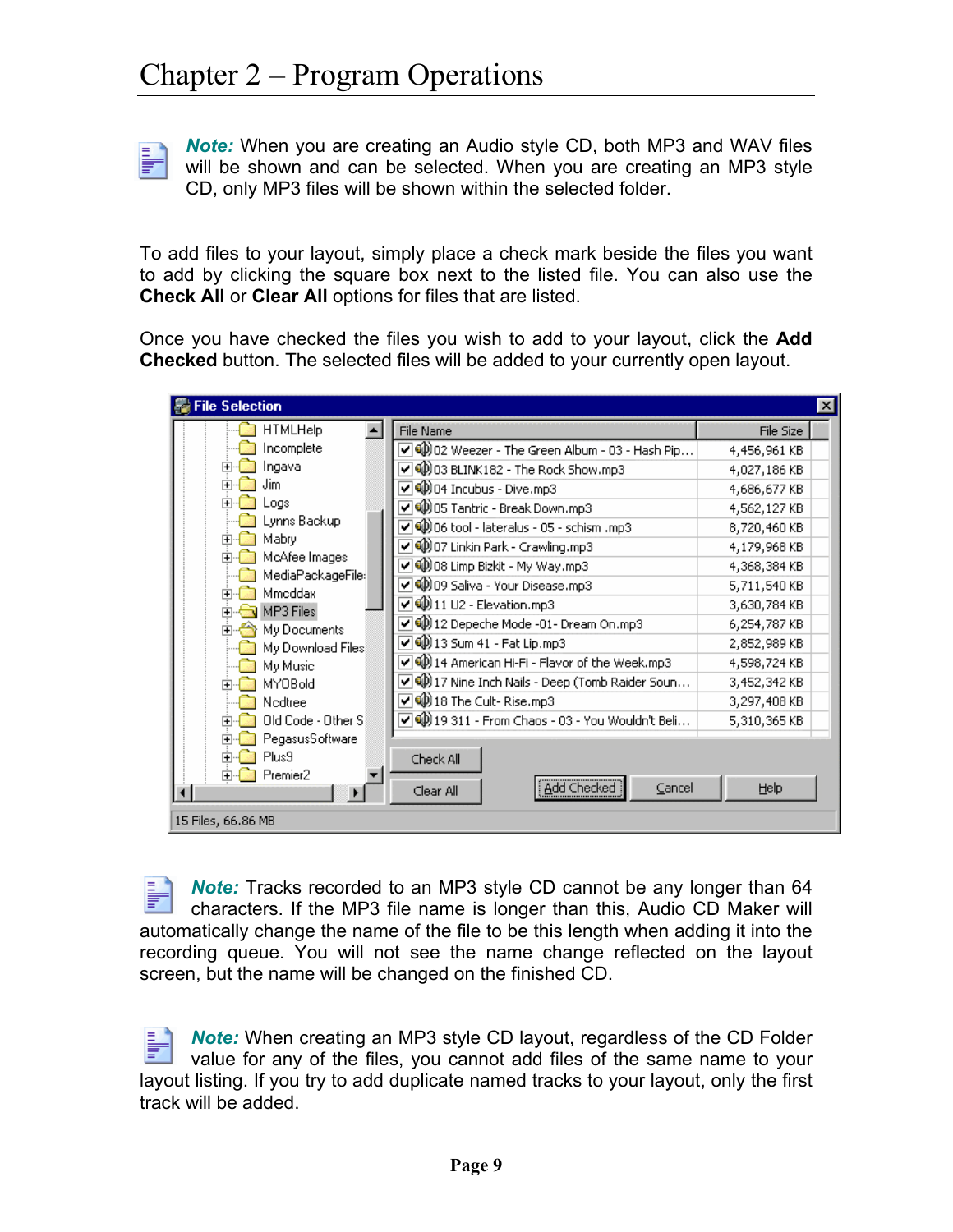# Chapter 2 – Program Operations

***Note:*** When you are creating an Audio style CD, both MP3 and WAV files will be shown and can be selected. When you are creating an MP3 style CD, only MP3 files will be shown within the selected folder.

To add files to your layout, simply place a check mark beside the files you want to add by clicking the square box next to the listed file. You can also use the **Check All** or **Clear All** options for files that are listed.

Once you have checked the files you wish to add to your layout, click the **Add Checked** button. The selected files will be added to your currently open layout.

***Note:*** Tracks recorded to an MP3 style CD cannot be any longer than 64 characters. If the MP3 file name is longer than this, Audio CD Maker will automatically change the name of the file to be this length when adding it into the recording queue. You will not see the name change reflected on the layout screen, but the name will be changed on the finished CD.

***Note:*** When creating an MP3 style CD layout, regardless of the CD Folder value for any of the files, you cannot add files of the same name to your layout listing. If you try to add duplicate named tracks to your layout, only the first track will be added.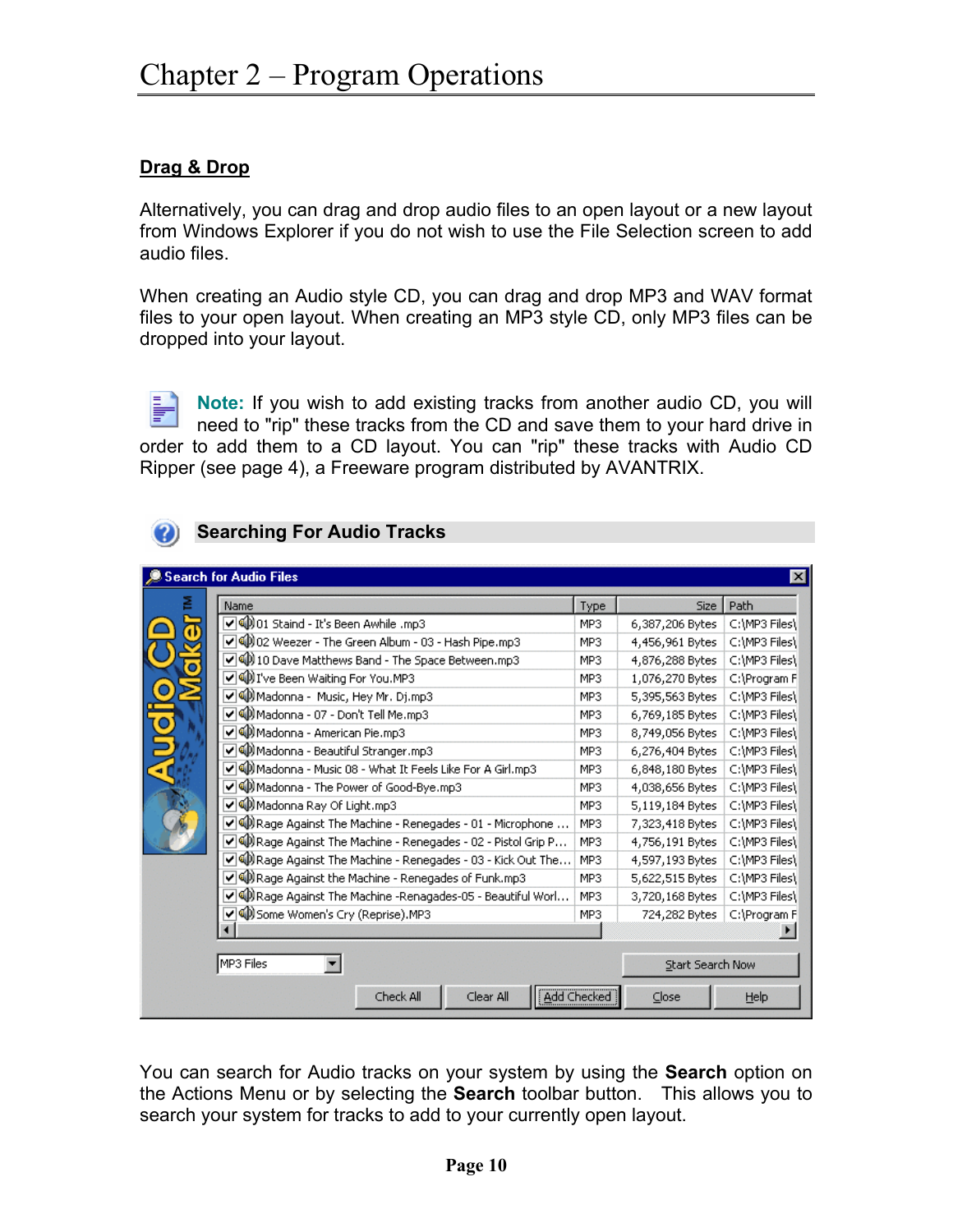## Drag & Drop

Alternatively, you can drag and drop audio files to an open layout or a new layout from Windows Explorer if you do not wish to use the File Selection screen to add audio files.

When creating an Audio style CD, you can drag and drop MP3 and WAV format files to your open layout. When creating an MP3 style CD, only MP3 files can be dropped into your layout.

**Note:** If you wish to add existing tracks from another audio CD, you will need to "rip" these tracks from the CD and save them to your hard drive in order to add them to a CD layout. You can "rip" these tracks with Audio CD Ripper (see page 4), a Freeware program distributed by AVANTRIX.

### Searching For Audio Tracks

You can search for Audio tracks on your system by using the **Search** option on the Actions Menu or by selecting the **Search** toolbar button. This allows you to search your system for tracks to add to your currently open layout.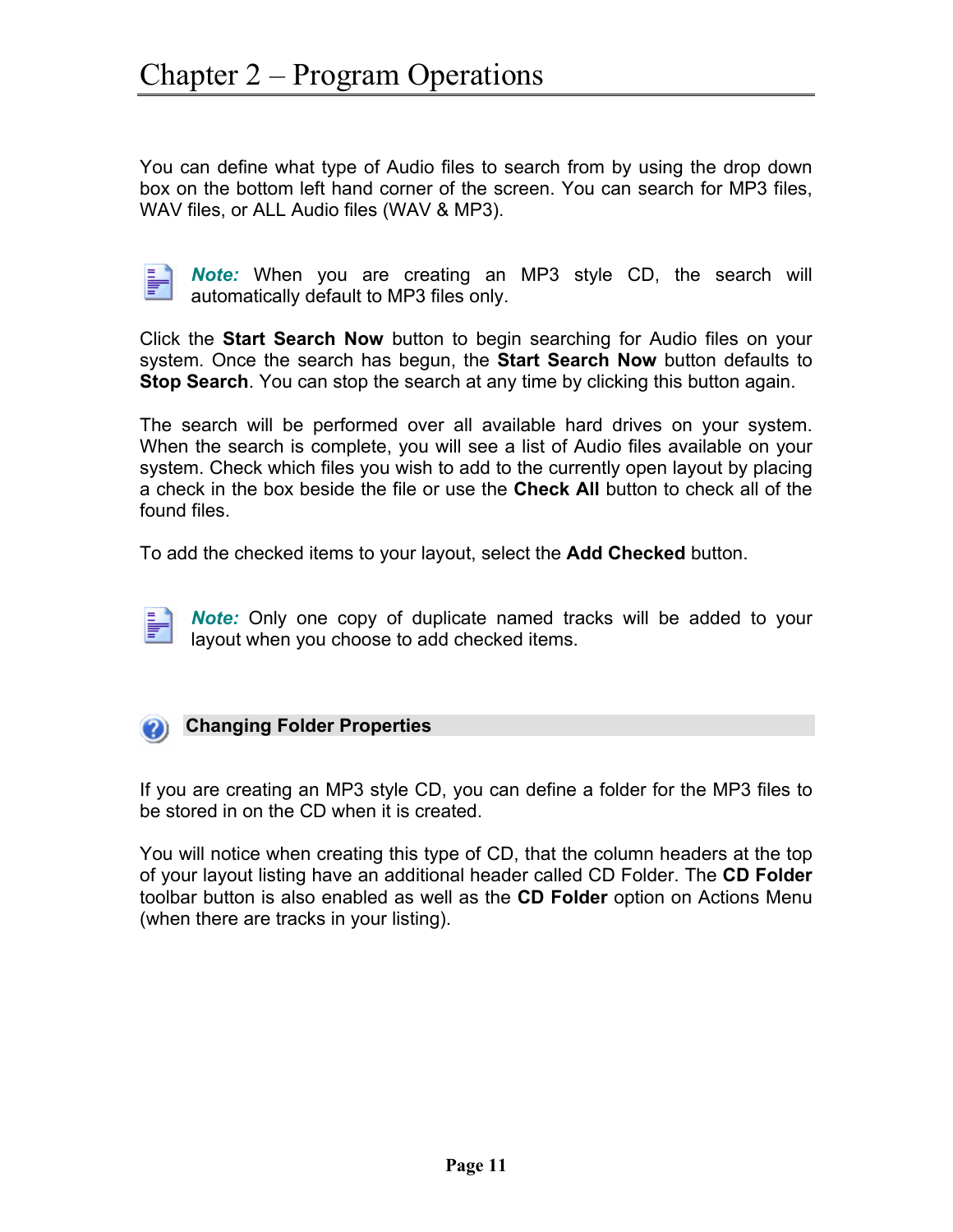You can define what type of Audio files to search from by using the drop down box on the bottom left hand corner of the screen. You can search for MP3 files, WAV files, or ALL Audio files (WAV & MP3).

> ***Note:*** When you are creating an MP3 style CD, the search will automatically default to MP3 files only.

Click the **Start Search Now** button to begin searching for Audio files on your system. Once the search has begun, the **Start Search Now** button defaults to **Stop Search**. You can stop the search at any time by clicking this button again.

The search will be performed over all available hard drives on your system. When the search is complete, you will see a list of Audio files available on your system. Check which files you wish to add to the currently open layout by placing a check in the box beside the file or use the **Check All** button to check all of the found files.

To add the checked items to your layout, select the **Add Checked** button.

> ***Note:*** Only one copy of duplicate named tracks will be added to your layout when you choose to add checked items.

### Changing Folder Properties

If you are creating an MP3 style CD, you can define a folder for the MP3 files to be stored in on the CD when it is created.

You will notice when creating this type of CD, that the column headers at the top of your layout listing have an additional header called CD Folder. The **CD Folder** toolbar button is also enabled as well as the **CD Folder** option on Actions Menu (when there are tracks in your listing).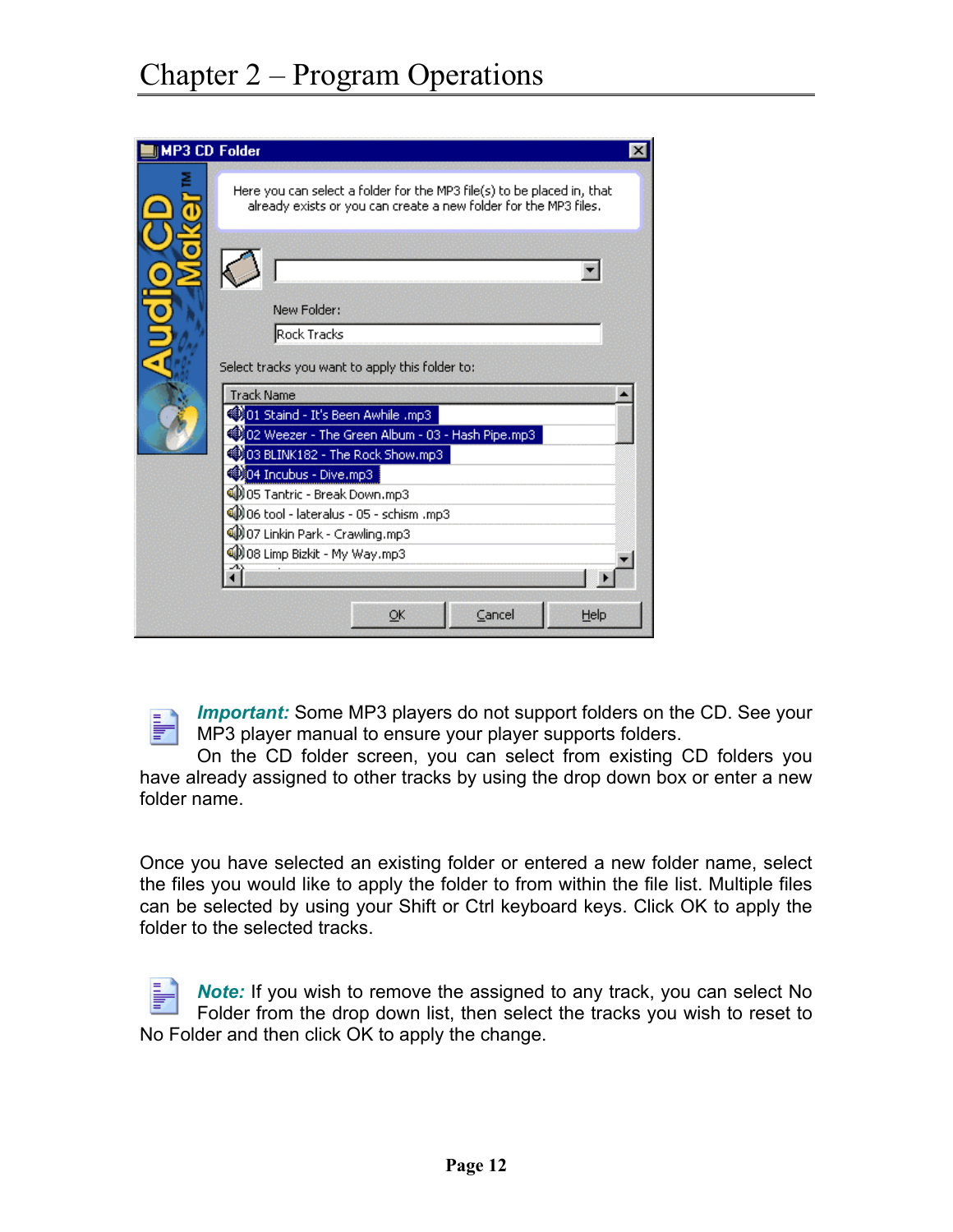# Chapter 2 – Program Operations

*Important:* Some MP3 players do not support folders on the CD. See your MP3 player manual to ensure your player supports folders.

On the CD folder screen, you can select from existing CD folders you have already assigned to other tracks by using the drop down box or enter a new folder name.

Once you have selected an existing folder or entered a new folder name, select the files you would like to apply the folder to from within the file list. Multiple files can be selected by using your Shift or Ctrl keyboard keys. Click OK to apply the folder to the selected tracks.

*Note:* If you wish to remove the assigned to any track, you can select No Folder from the drop down list, then select the tracks you wish to reset to No Folder and then click OK to apply the change.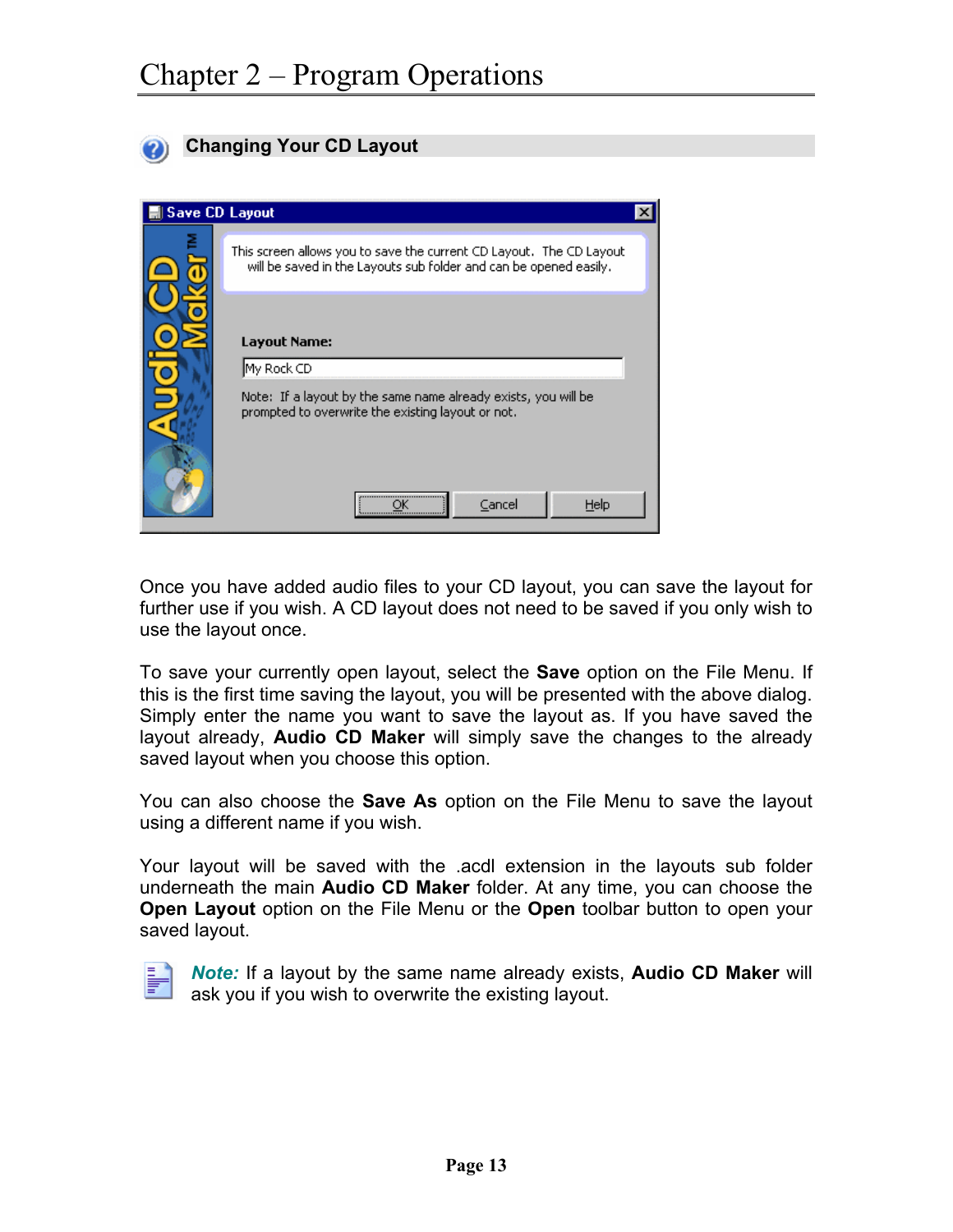## Changing Your CD Layout

Once you have added audio files to your CD layout, you can save the layout for further use if you wish. A CD layout does not need to be saved if you only wish to use the layout once.

To save your currently open layout, select the **Save** option on the File Menu. If this is the first time saving the layout, you will be presented with the above dialog. Simply enter the name you want to save the layout as. If you have saved the layout already, **Audio CD Maker** will simply save the changes to the already saved layout when you choose this option.

You can also choose the **Save As** option on the File Menu to save the layout using a different name if you wish.

Your layout will be saved with the .acdl extension in the layouts sub folder underneath the main **Audio CD Maker** folder. At any time, you can choose the **Open Layout** option on the File Menu or the **Open** toolbar button to open your saved layout.

***Note:*** If a layout by the same name already exists, **Audio CD Maker** will ask you if you wish to overwrite the existing layout.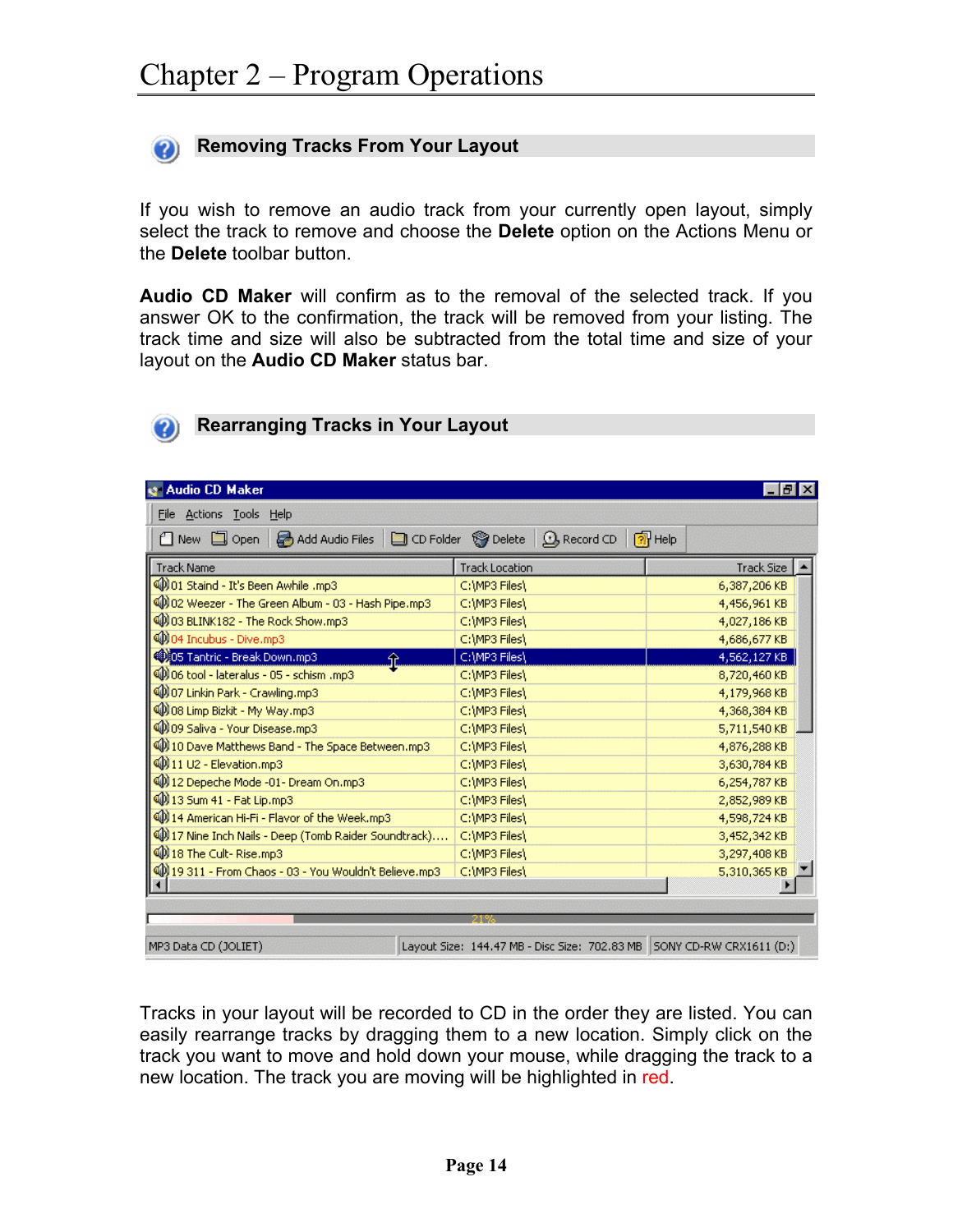# Chapter 2 – Program Operations

## Removing Tracks From Your Layout

If you wish to remove an audio track from your currently open layout, simply select the track to remove and choose the **Delete** option on the Actions Menu or the **Delete** toolbar button.

**Audio CD Maker** will confirm as to the removal of the selected track. If you answer OK to the confirmation, the track will be removed from your listing. The track time and size will also be subtracted from the total time and size of your layout on the **Audio CD Maker** status bar.

## Rearranging Tracks in Your Layout

Tracks in your layout will be recorded to CD in the order they are listed. You can easily rearrange tracks by dragging them to a new location. Simply click on the track you want to move and hold down your mouse, while dragging the track to a new location. The track you are moving will be highlighted in red.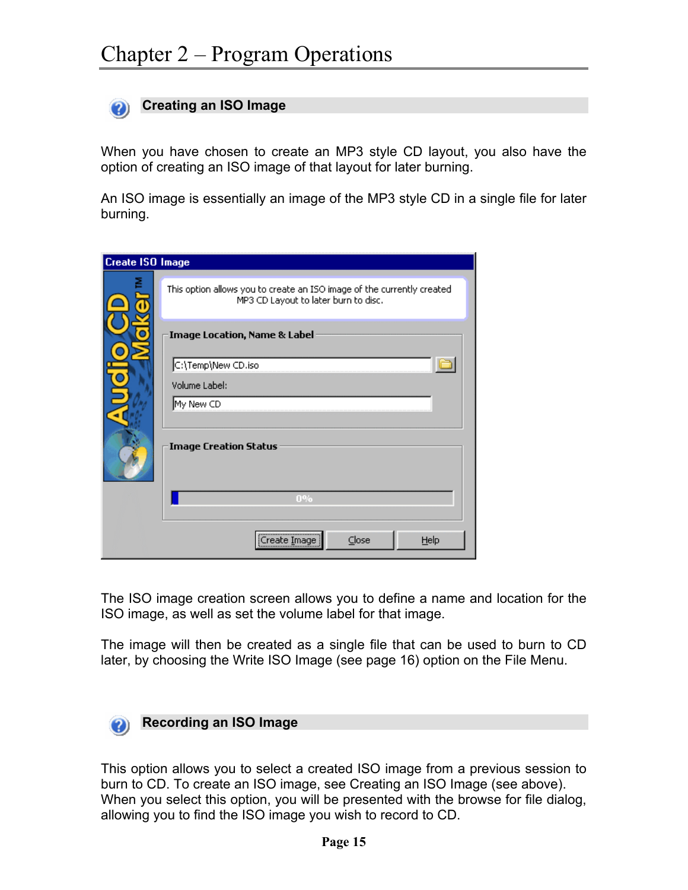## Creating an ISO Image

When you have chosen to create an MP3 style CD layout, you also have the option of creating an ISO image of that layout for later burning.

An ISO image is essentially an image of the MP3 style CD in a single file for later burning.

The ISO image creation screen allows you to define a name and location for the ISO image, as well as set the volume label for that image.

The image will then be created as a single file that can be used to burn to CD later, by choosing the Write ISO Image (see page 16) option on the File Menu.

## Recording an ISO Image

This option allows you to select a created ISO image from a previous session to burn to CD. To create an ISO image, see Creating an ISO Image (see above). When you select this option, you will be presented with the browse for file dialog, allowing you to find the ISO image you wish to record to CD.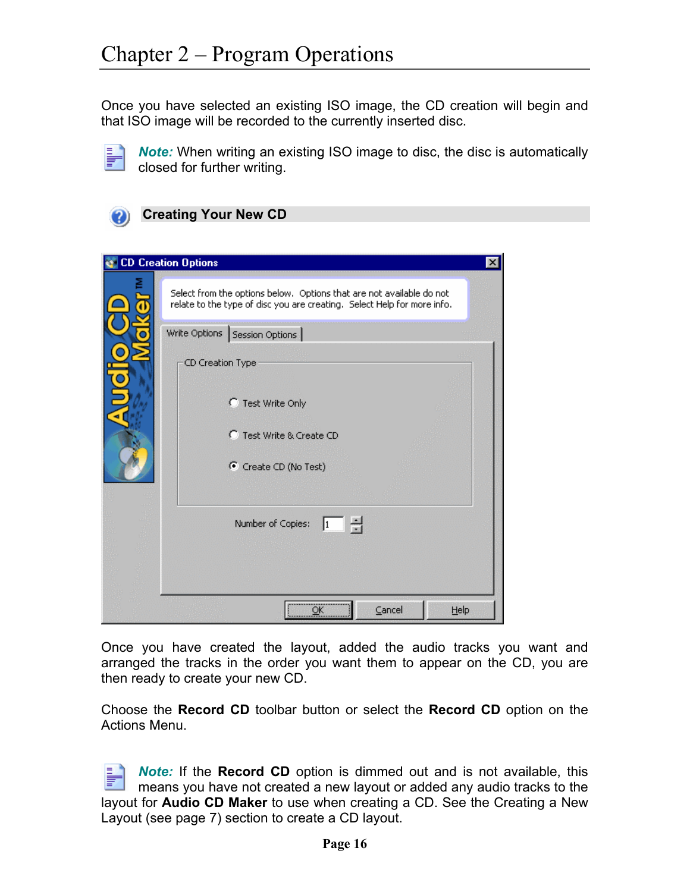Once you have selected an existing ISO image, the CD creation will begin and that ISO image will be recorded to the currently inserted disc.

***Note:*** When writing an existing ISO image to disc, the disc is automatically closed for further writing.

## Creating Your New CD

Once you have created the layout, added the audio tracks you want and arranged the tracks in the order you want them to appear on the CD, you are then ready to create your new CD.

Choose the **Record CD** toolbar button or select the **Record CD** option on the Actions Menu.

***Note:*** If the **Record CD** option is dimmed out and is not available, this means you have not created a new layout or added any audio tracks to the layout for **Audio CD Maker** to use when creating a CD. See the Creating a New Layout (see page 7) section to create a CD layout.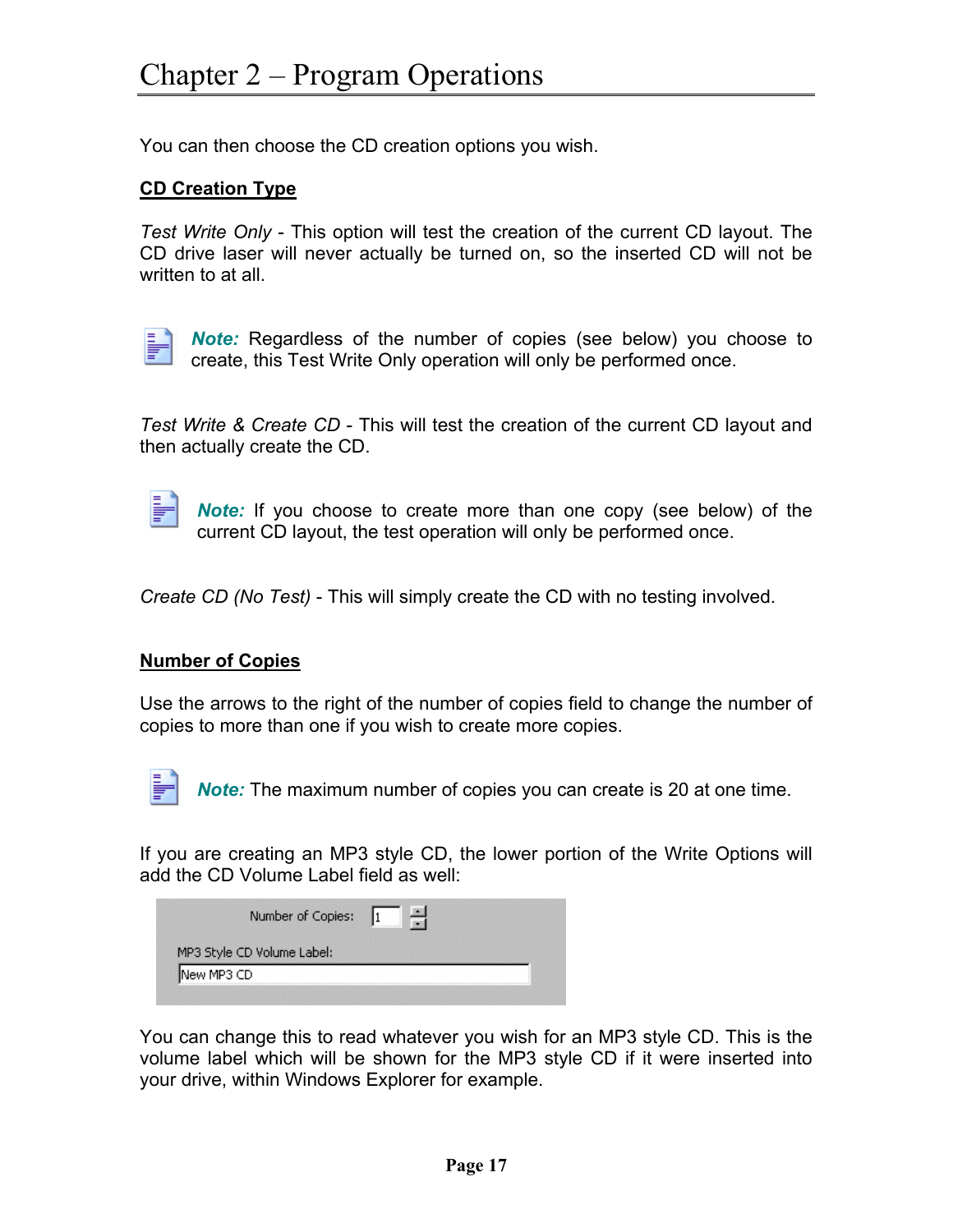# Chapter 2 – Program Operations

You can then choose the CD creation options you wish.

**CD Creation Type**

*Test Write Only* - This option will test the creation of the current CD layout. The CD drive laser will never actually be turned on, so the inserted CD will not be written to at all.

***Note:*** Regardless of the number of copies (see below) you choose to create, this Test Write Only operation will only be performed once.

*Test Write & Create CD* - This will test the creation of the current CD layout and then actually create the CD.

***Note:*** If you choose to create more than one copy (see below) of the current CD layout, the test operation will only be performed once.

*Create CD (No Test)* - This will simply create the CD with no testing involved.

**Number of Copies**

Use the arrows to the right of the number of copies field to change the number of copies to more than one if you wish to create more copies.

***Note:*** The maximum number of copies you can create is 20 at one time.

If you are creating an MP3 style CD, the lower portion of the Write Options will add the CD Volume Label field as well:

Number of Copies: 1

MP3 Style CD Volume Label:

New MP3 CD

You can change this to read whatever you wish for an MP3 style CD. This is the volume label which will be shown for the MP3 style CD if it were inserted into your drive, within Windows Explorer for example.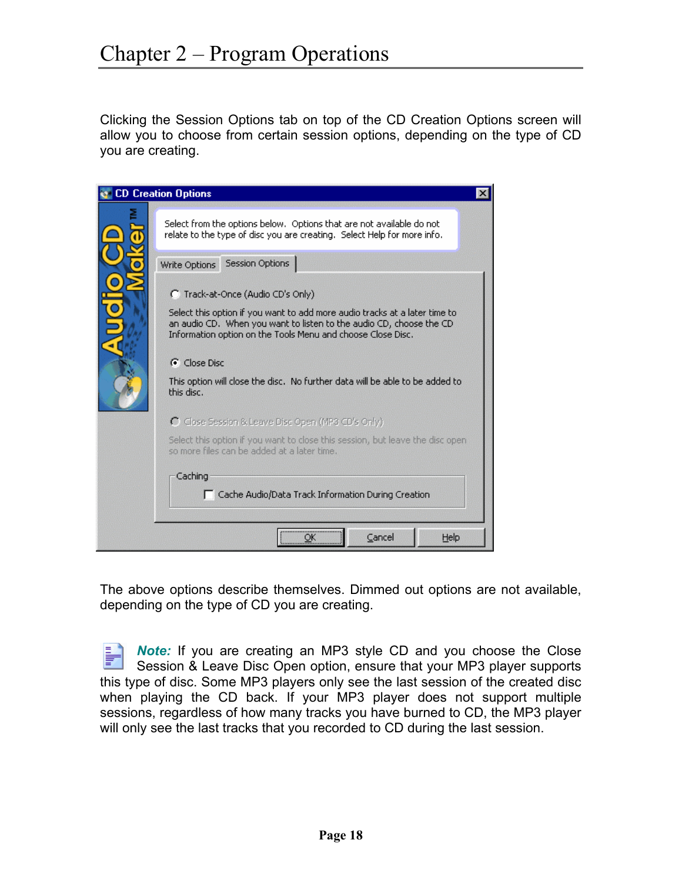# Chapter 2 – Program Operations

Clicking the Session Options tab on top of the CD Creation Options screen will allow you to choose from certain session options, depending on the type of CD you are creating.

The above options describe themselves. Dimmed out options are not available, depending on the type of CD you are creating.

***Note:*** If you are creating an MP3 style CD and you choose the Close Session & Leave Disc Open option, ensure that your MP3 player supports this type of disc. Some MP3 players only see the last session of the created disc when playing the CD back. If your MP3 player does not support multiple sessions, regardless of how many tracks you have burned to CD, the MP3 player will only see the last tracks that you recorded to CD during the last session.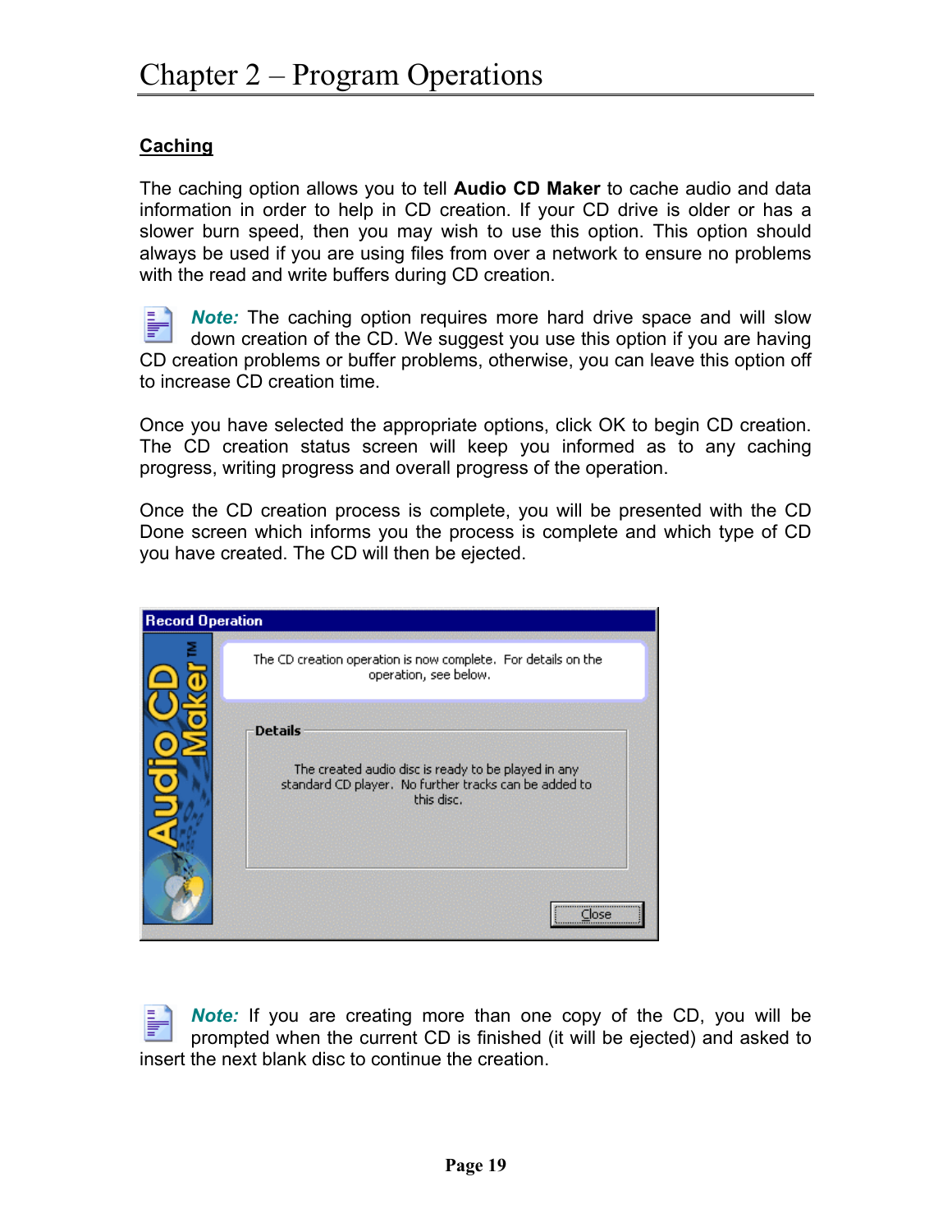## Caching

The caching option allows you to tell **Audio CD Maker** to cache audio and data information in order to help in CD creation. If your CD drive is older or has a slower burn speed, then you may wish to use this option. This option should always be used if you are using files from over a network to ensure no problems with the read and write buffers during CD creation.

***Note:*** The caching option requires more hard drive space and will slow down creation of the CD. We suggest you use this option if you are having CD creation problems or buffer problems, otherwise, you can leave this option off to increase CD creation time.

Once you have selected the appropriate options, click OK to begin CD creation. The CD creation status screen will keep you informed as to any caching progress, writing progress and overall progress of the operation.

Once the CD creation process is complete, you will be presented with the CD Done screen which informs you the process is complete and which type of CD you have created. The CD will then be ejected.

Record Operation

The CD creation operation is now complete. For details on the operation, see below.

Details

The created audio disc is ready to be played in any standard CD player. No further tracks can be added to this disc.

Close

***Note:*** If you are creating more than one copy of the CD, you will be prompted when the current CD is finished (it will be ejected) and asked to insert the next blank disc to continue the creation.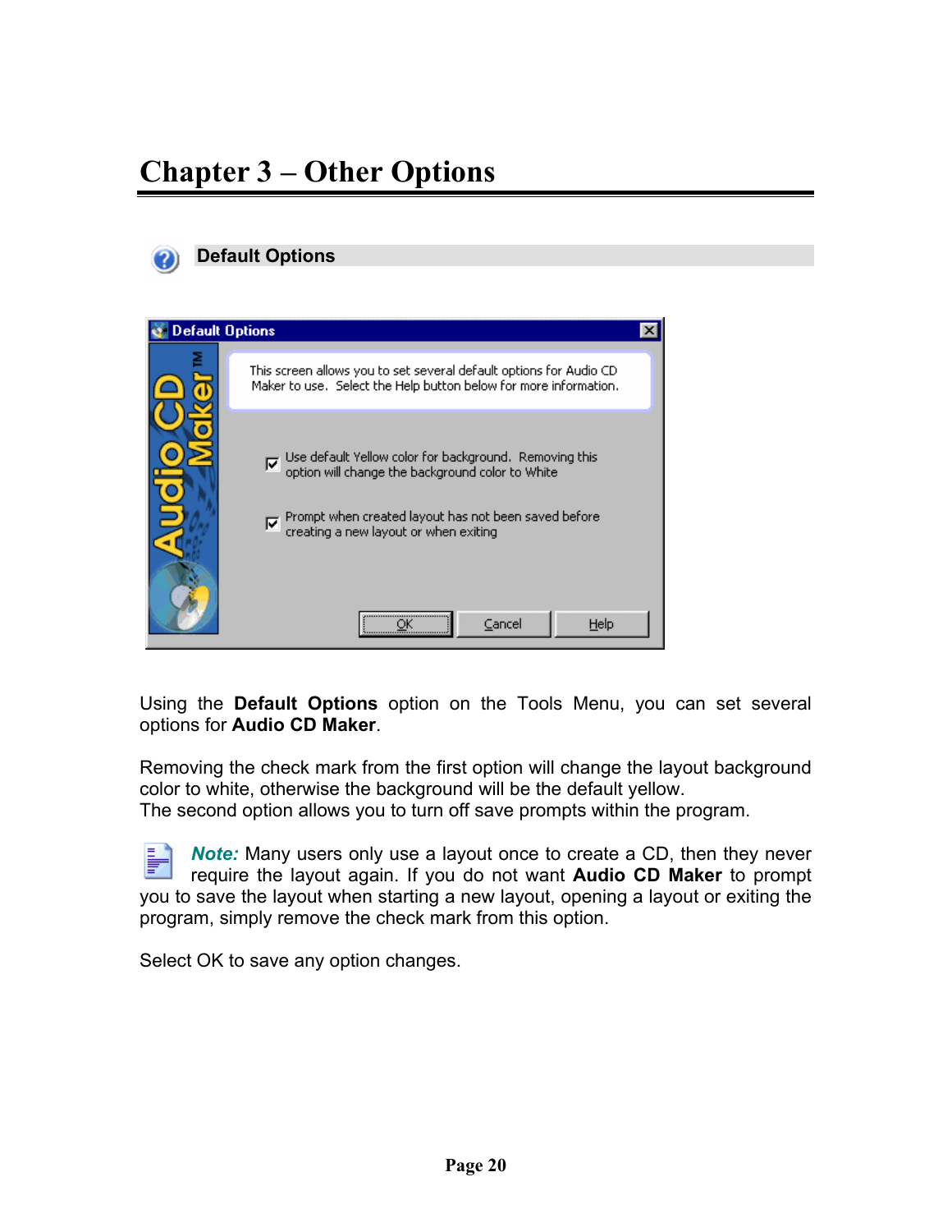# Chapter 3 – Other Options

## Default Options

Using the **Default Options** option on the Tools Menu, you can set several options for **Audio CD Maker**.

Removing the check mark from the first option will change the layout background color to white, otherwise the background will be the default yellow.
The second option allows you to turn off save prompts within the program.

***Note:*** Many users only use a layout once to create a CD, then they never require the layout again. If you do not want **Audio CD Maker** to prompt you to save the layout when starting a new layout, opening a layout or exiting the program, simply remove the check mark from this option.

Select OK to save any option changes.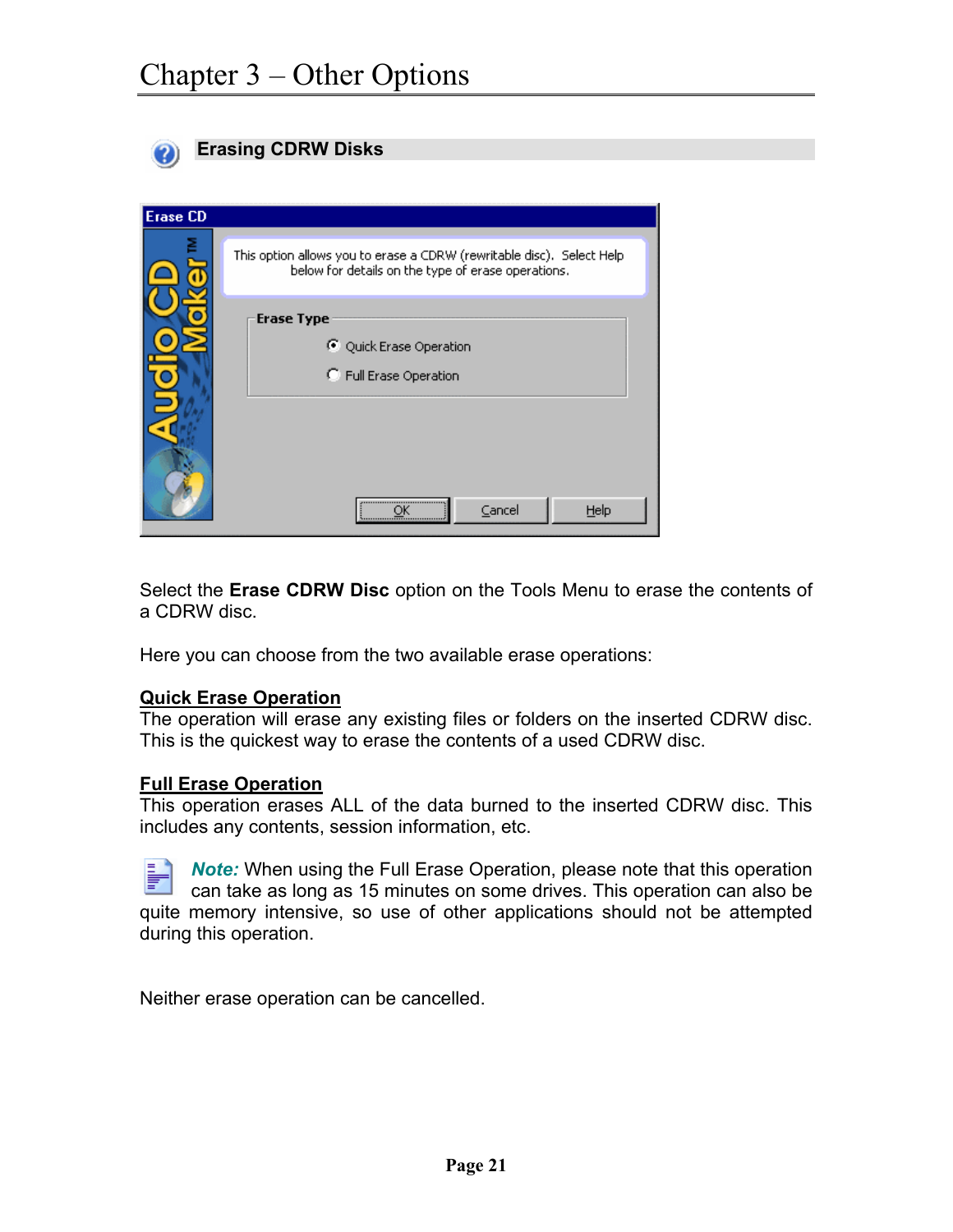# Chapter 3 – Other Options

## Erasing CDRW Disks

Select the **Erase CDRW Disc** option on the Tools Menu to erase the contents of a CDRW disc.

Here you can choose from the two available erase operations:

**Quick Erase Operation**
The operation will erase any existing files or folders on the inserted CDRW disc. This is the quickest way to erase the contents of a used CDRW disc.

**Full Erase Operation**
This operation erases ALL of the data burned to the inserted CDRW disc. This includes any contents, session information, etc.

***Note:*** When using the Full Erase Operation, please note that this operation can take as long as 15 minutes on some drives. This operation can also be quite memory intensive, so use of other applications should not be attempted during this operation.

Neither erase operation can be cancelled.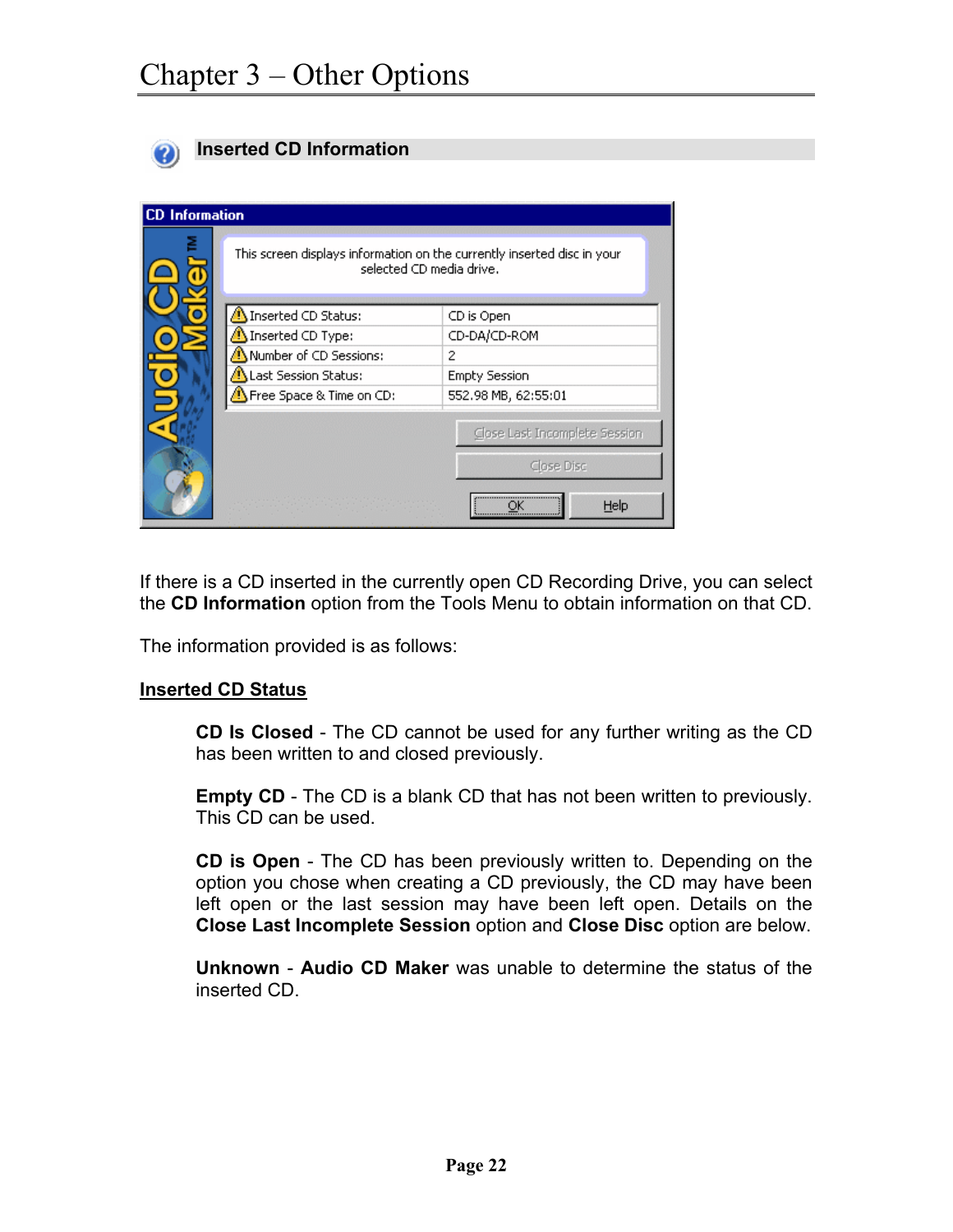# Chapter 3 – Other Options

## Inserted CD Information

If there is a CD inserted in the currently open CD Recording Drive, you can select the **CD Information** option from the Tools Menu to obtain information on that CD.

The information provided is as follows:

### Inserted CD Status

**CD Is Closed** - The CD cannot be used for any further writing as the CD has been written to and closed previously.

**Empty CD** - The CD is a blank CD that has not been written to previously. This CD can be used.

**CD is Open** - The CD has been previously written to. Depending on the option you chose when creating a CD previously, the CD may have been left open or the last session may have been left open. Details on the **Close Last Incomplete Session** option and **Close Disc** option are below.

**Unknown** - **Audio CD Maker** was unable to determine the status of the inserted CD.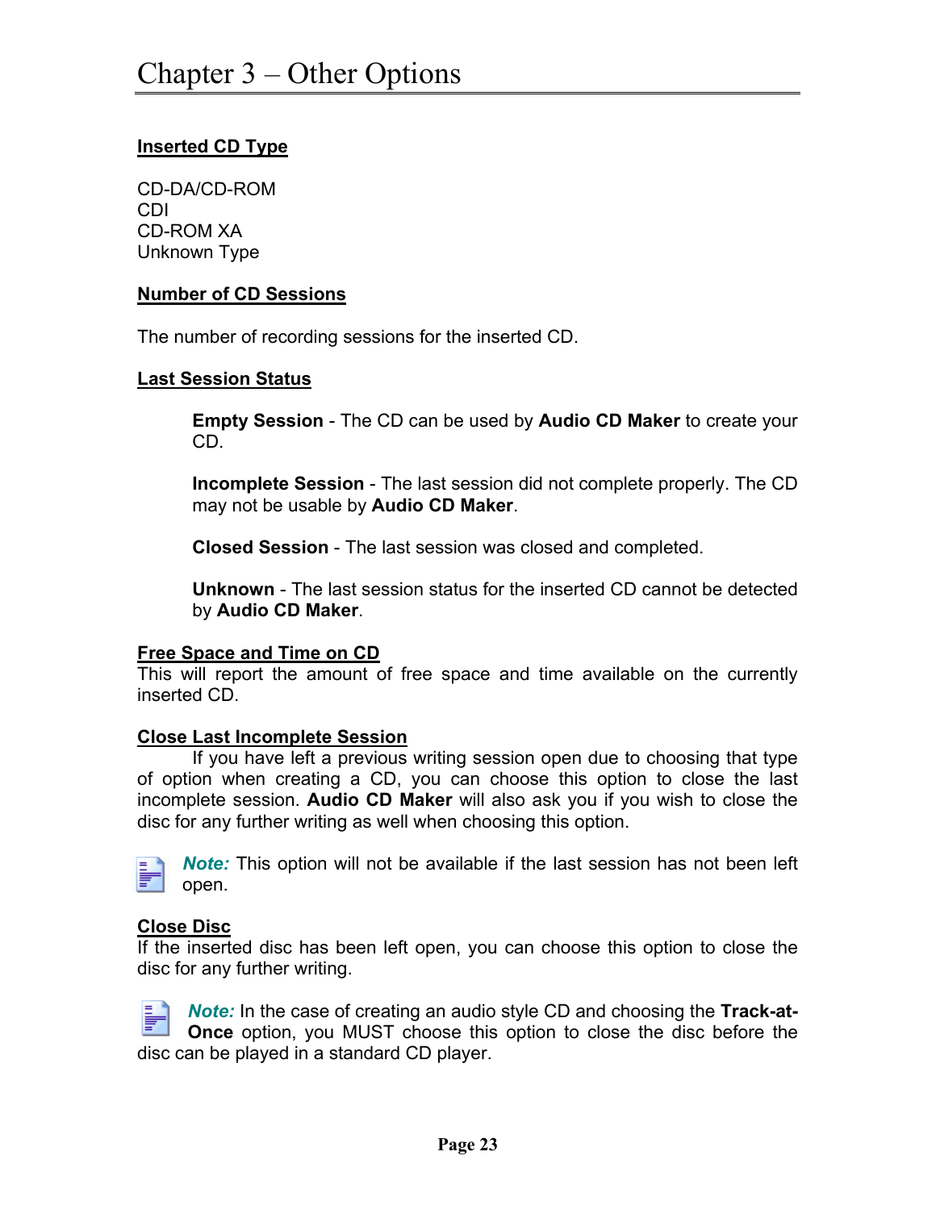# Chapter 3 – Other Options

**Inserted CD Type**

CD-DA/CD-ROM
CDI
CD-ROM XA
Unknown Type

**Number of CD Sessions**

The number of recording sessions for the inserted CD.

**Last Session Status**

**Empty Session** - The CD can be used by **Audio CD Maker** to create your CD.

**Incomplete Session** - The last session did not complete properly. The CD may not be usable by **Audio CD Maker**.

**Closed Session** - The last session was closed and completed.

**Unknown** - The last session status for the inserted CD cannot be detected by **Audio CD Maker**.

**Free Space and Time on CD**

This will report the amount of free space and time available on the currently inserted CD.

**Close Last Incomplete Session**

If you have left a previous writing session open due to choosing that type of option when creating a CD, you can choose this option to close the last incomplete session. **Audio CD Maker** will also ask you if you wish to close the disc for any further writing as well when choosing this option.

***Note:*** This option will not be available if the last session has not been left open.

**Close Disc**

If the inserted disc has been left open, you can choose this option to close the disc for any further writing.

***Note:*** In the case of creating an audio style CD and choosing the **Track-at-Once** option, you MUST choose this option to close the disc before the disc can be played in a standard CD player.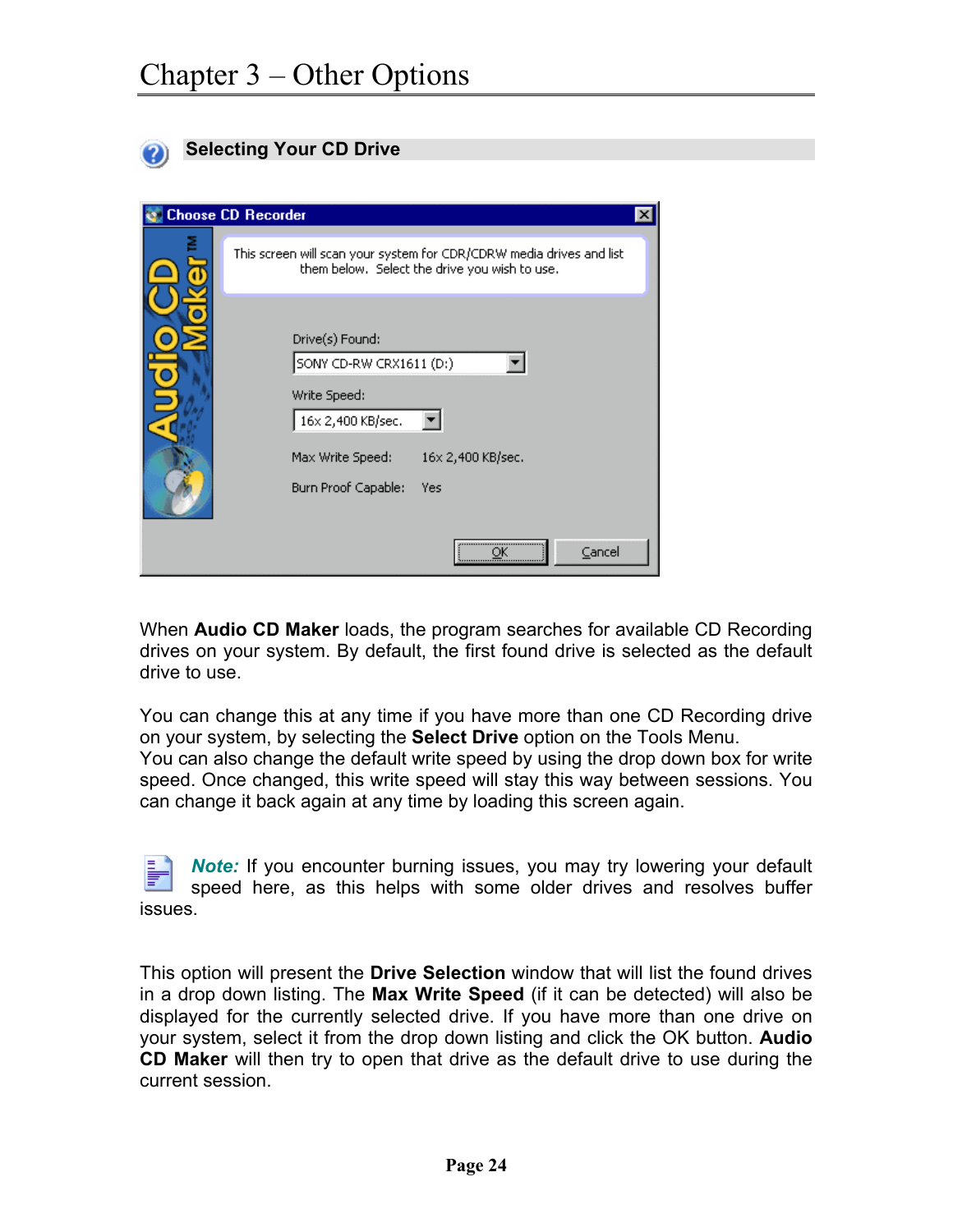# Chapter 3 – Other Options

## Selecting Your CD Drive

When **Audio CD Maker** loads, the program searches for available CD Recording drives on your system. By default, the first found drive is selected as the default drive to use.

You can change this at any time if you have more than one CD Recording drive on your system, by selecting the **Select Drive** option on the Tools Menu.
You can also change the default write speed by using the drop down box for write speed. Once changed, this write speed will stay this way between sessions. You can change it back again at any time by loading this screen again.

***Note:*** If you encounter burning issues, you may try lowering your default speed here, as this helps with some older drives and resolves buffer issues.

This option will present the **Drive Selection** window that will list the found drives in a drop down listing. The **Max Write Speed** (if it can be detected) will also be displayed for the currently selected drive. If you have more than one drive on your system, select it from the drop down listing and click the OK button. **Audio CD Maker** will then try to open that drive as the default drive to use during the current session.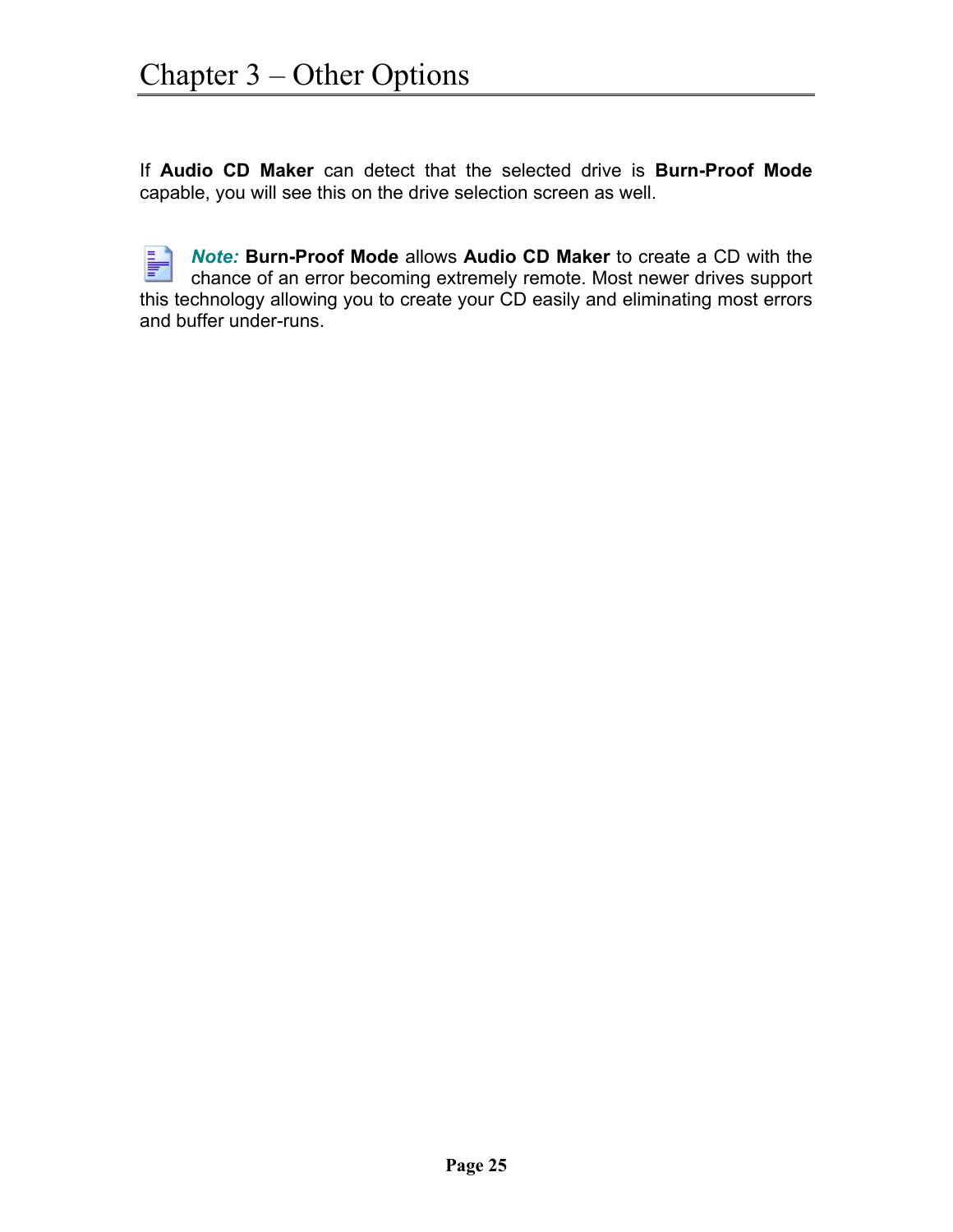# Chapter 3 – Other Options

If **Audio CD Maker** can detect that the selected drive is **Burn-Proof Mode** capable, you will see this on the drive selection screen as well.

***Note:*** **Burn-Proof Mode** allows **Audio CD Maker** to create a CD with the chance of an error becoming extremely remote. Most newer drives support this technology allowing you to create your CD easily and eliminating most errors and buffer under-runs.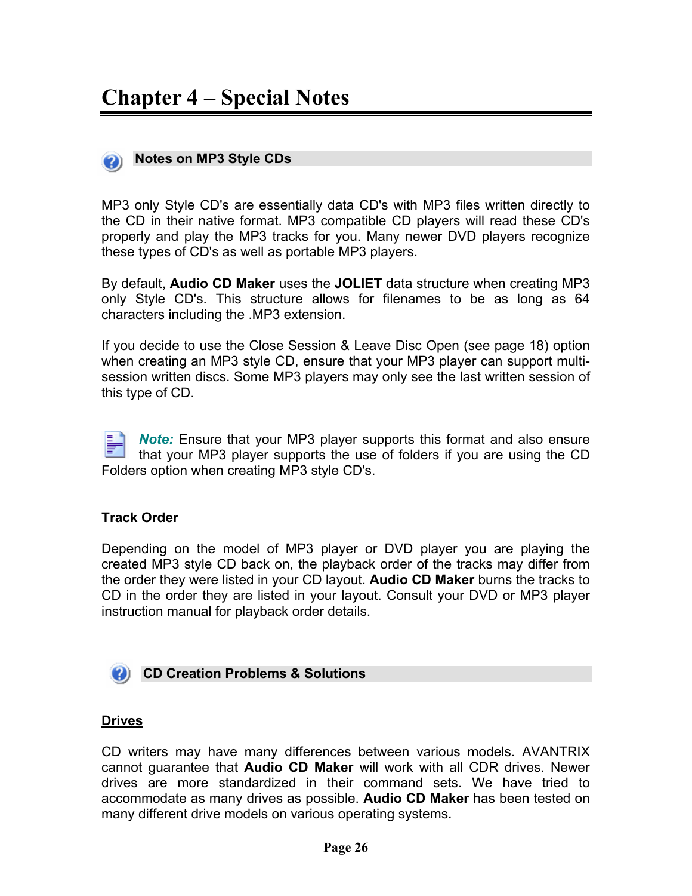# Chapter 4 – Special Notes

## Notes on MP3 Style CDs

MP3 only Style CD's are essentially data CD's with MP3 files written directly to the CD in their native format. MP3 compatible CD players will read these CD's properly and play the MP3 tracks for you. Many newer DVD players recognize these types of CD's as well as portable MP3 players.

By default, **Audio CD Maker** uses the **JOLIET** data structure when creating MP3 only Style CD's. This structure allows for filenames to be as long as 64 characters including the .MP3 extension.

If you decide to use the Close Session & Leave Disc Open (see page 18) option when creating an MP3 style CD, ensure that your MP3 player can support multi-session written discs. Some MP3 players may only see the last written session of this type of CD.

***Note:*** Ensure that your MP3 player supports this format and also ensure that your MP3 player supports the use of folders if you are using the CD Folders option when creating MP3 style CD's.

### Track Order

Depending on the model of MP3 player or DVD player you are playing the created MP3 style CD back on, the playback order of the tracks may differ from the order they were listed in your CD layout. **Audio CD Maker** burns the tracks to CD in the order they are listed in your layout. Consult your DVD or MP3 player instruction manual for playback order details.

## CD Creation Problems & Solutions

### Drives

CD writers may have many differences between various models. AVANTRIX cannot guarantee that **Audio CD Maker** will work with all CDR drives. Newer drives are more standardized in their command sets. We have tried to accommodate as many drives as possible. **Audio CD Maker** has been tested on many different drive models on various operating systems.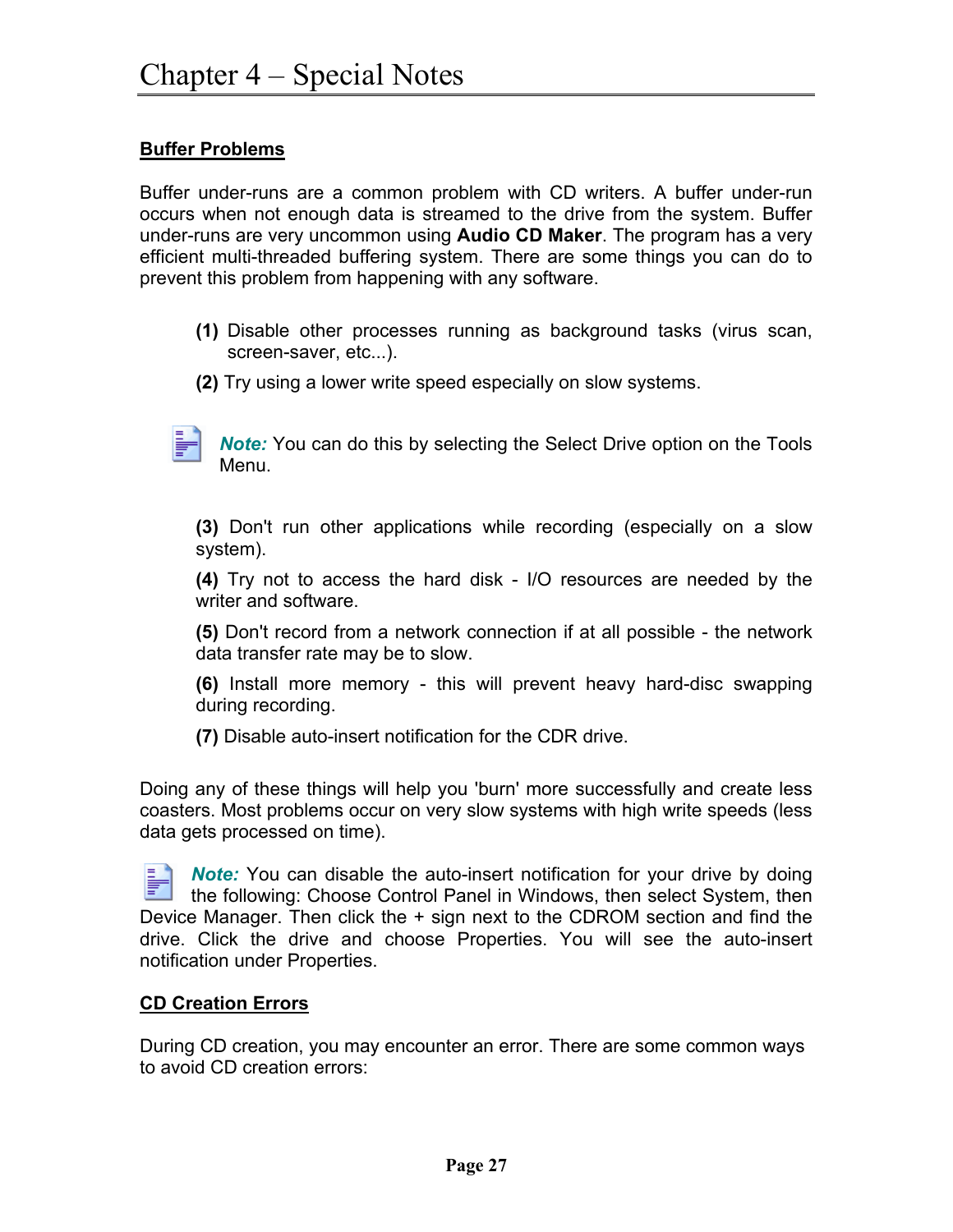# Chapter 4 – Special Notes

## Buffer Problems

Buffer under-runs are a common problem with CD writers. A buffer under-run occurs when not enough data is streamed to the drive from the system. Buffer under-runs are very uncommon using **Audio CD Maker**. The program has a very efficient multi-threaded buffering system. There are some things you can do to prevent this problem from happening with any software.

**(1)** Disable other processes running as background tasks (virus scan, screen-saver, etc...).

**(2)** Try using a lower write speed especially on slow systems.

> ***Note:*** You can do this by selecting the Select Drive option on the Tools Menu.

**(3)** Don't run other applications while recording (especially on a slow system).

**(4)** Try not to access the hard disk - I/O resources are needed by the writer and software.

**(5)** Don't record from a network connection if at all possible - the network data transfer rate may be to slow.

**(6)** Install more memory - this will prevent heavy hard-disc swapping during recording.

**(7)** Disable auto-insert notification for the CDR drive.

Doing any of these things will help you 'burn' more successfully and create less coasters. Most problems occur on very slow systems with high write speeds (less data gets processed on time).

> ***Note:*** You can disable the auto-insert notification for your drive by doing the following: Choose Control Panel in Windows, then select System, then Device Manager. Then click the + sign next to the CDROM section and find the drive. Click the drive and choose Properties. You will see the auto-insert notification under Properties.

## CD Creation Errors

During CD creation, you may encounter an error. There are some common ways to avoid CD creation errors: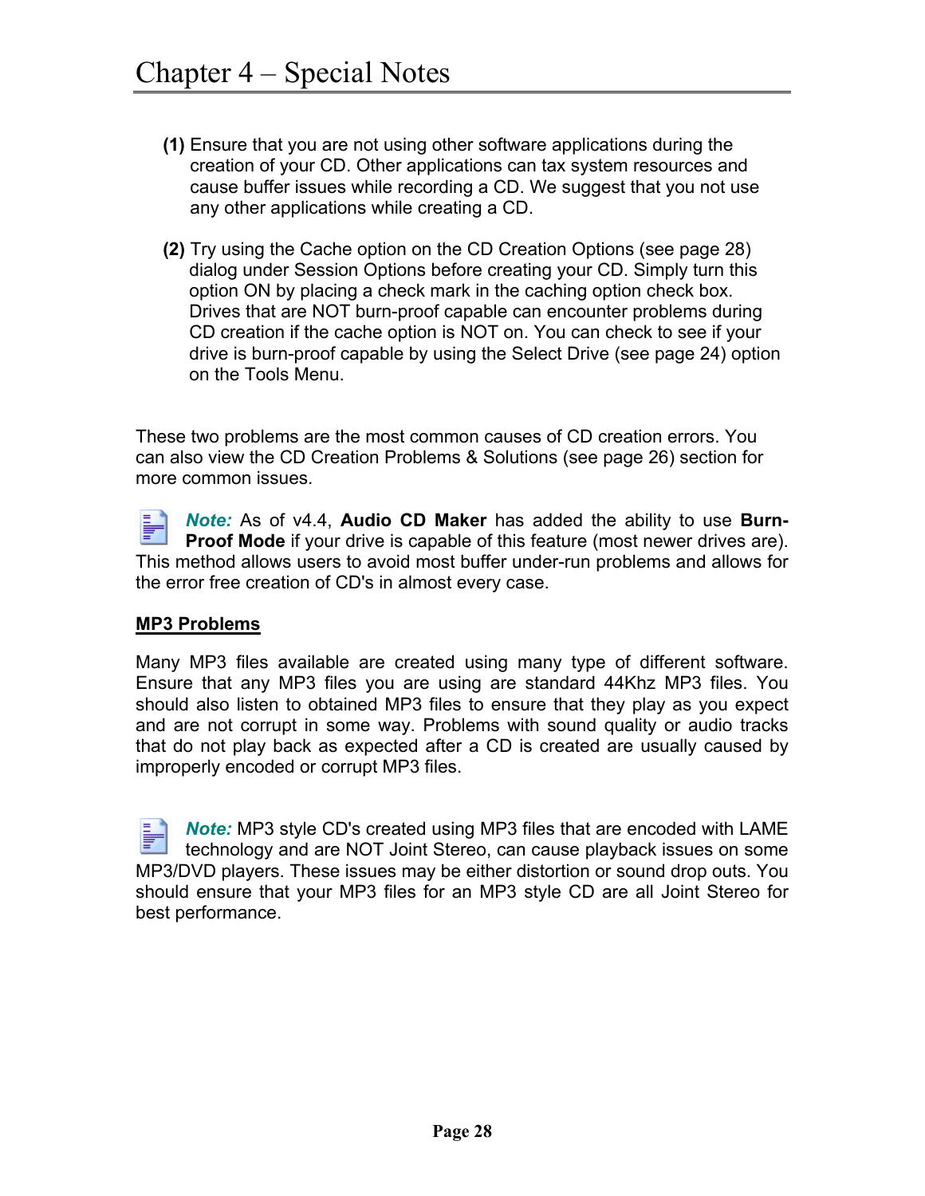# Chapter 4 – Special Notes

**(1)** Ensure that you are not using other software applications during the creation of your CD. Other applications can tax system resources and cause buffer issues while recording a CD. We suggest that you not use any other applications while creating a CD.

**(2)** Try using the Cache option on the CD Creation Options (see page 28) dialog under Session Options before creating your CD. Simply turn this option ON by placing a check mark in the caching option check box. Drives that are NOT burn-proof capable can encounter problems during CD creation if the cache option is NOT on. You can check to see if your drive is burn-proof capable by using the Select Drive (see page 24) option on the Tools Menu.

These two problems are the most common causes of CD creation errors. You can also view the CD Creation Problems & Solutions (see page 26) section for more common issues.

***Note:*** As of v4.4, **Audio CD Maker** has added the ability to use **Burn-Proof Mode** if your drive is capable of this feature (most newer drives are). This method allows users to avoid most buffer under-run problems and allows for the error free creation of CD's in almost every case.

**MP3 Problems**

Many MP3 files available are created using many type of different software. Ensure that any MP3 files you are using are standard 44Khz MP3 files. You should also listen to obtained MP3 files to ensure that they play as you expect and are not corrupt in some way. Problems with sound quality or audio tracks that do not play back as expected after a CD is created are usually caused by improperly encoded or corrupt MP3 files.

***Note:*** MP3 style CD's created using MP3 files that are encoded with LAME technology and are NOT Joint Stereo, can cause playback issues on some MP3/DVD players. These issues may be either distortion or sound drop outs. You should ensure that your MP3 files for an MP3 style CD are all Joint Stereo for best performance.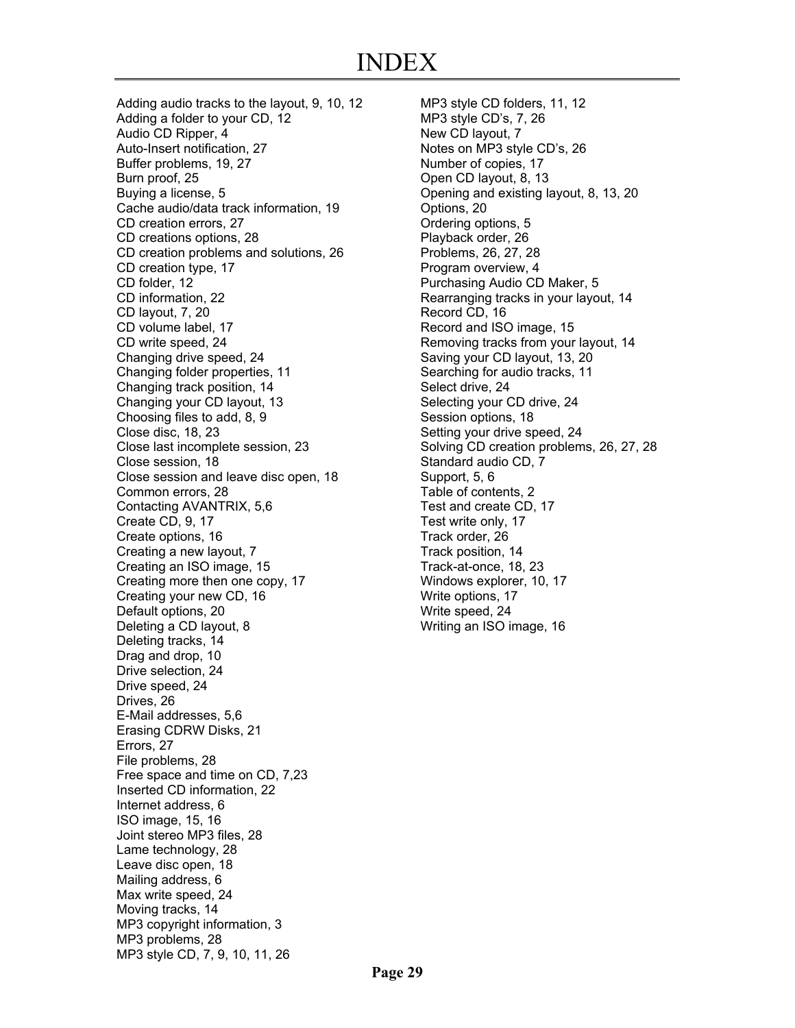# INDEX

Adding audio tracks to the layout, 9, 10, 12
Adding a folder to your CD, 12
Audio CD Ripper, 4
Auto-Insert notification, 27
Buffer problems, 19, 27
Burn proof, 25
Buying a license, 5
Cache audio/data track information, 19
CD creation errors, 27
CD creations options, 28
CD creation problems and solutions, 26
CD creation type, 17
CD folder, 12
CD information, 22
CD layout, 7, 20
CD volume label, 17
CD write speed, 24
Changing drive speed, 24
Changing folder properties, 11
Changing track position, 14
Changing your CD layout, 13
Choosing files to add, 8, 9
Close disc, 18, 23
Close last incomplete session, 23
Close session, 18
Close session and leave disc open, 18
Common errors, 28
Contacting AVANTRIX, 5,6
Create CD, 9, 17
Create options, 16
Creating a new layout, 7
Creating an ISO image, 15
Creating more then one copy, 17
Creating your new CD, 16
Default options, 20
Deleting a CD layout, 8
Deleting tracks, 14
Drag and drop, 10
Drive selection, 24
Drive speed, 24
Drives, 26
E-Mail addresses, 5,6
Erasing CDRW Disks, 21
Errors, 27
File problems, 28
Free space and time on CD, 7,23
Inserted CD information, 22
Internet address, 6
ISO image, 15, 16
Joint stereo MP3 files, 28
Lame technology, 28
Leave disc open, 18
Mailing address, 6
Max write speed, 24
Moving tracks, 14
MP3 copyright information, 3
MP3 problems, 28
MP3 style CD, 7, 9, 10, 11, 26
MP3 style CD folders, 11, 12
MP3 style CD's, 7, 26
New CD layout, 7
Notes on MP3 style CD's, 26
Number of copies, 17
Open CD layout, 8, 13
Opening and existing layout, 8, 13, 20
Options, 20
Ordering options, 5
Playback order, 26
Problems, 26, 27, 28
Program overview, 4
Purchasing Audio CD Maker, 5
Rearranging tracks in your layout, 14
Record CD, 16
Record and ISO image, 15
Removing tracks from your layout, 14
Saving your CD layout, 13, 20
Searching for audio tracks, 11
Select drive, 24
Selecting your CD drive, 24
Session options, 18
Setting your drive speed, 24
Solving CD creation problems, 26, 27, 28
Standard audio CD, 7
Support, 5, 6
Table of contents, 2
Test and create CD, 17
Test write only, 17
Track order, 26
Track position, 14
Track-at-once, 18, 23
Windows explorer, 10, 17
Write options, 17
Write speed, 24
Writing an ISO image, 16